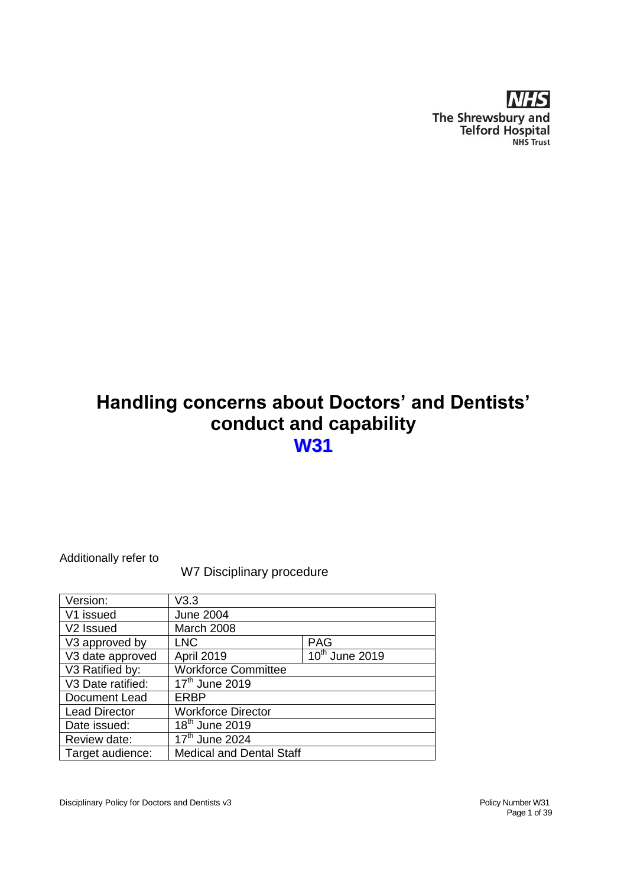NHS
The Shrewsbury and Telford Hospital
NHS Trust

# Handling concerns about Doctors' and Dentists' conduct and capability

## W31

Additionally refer to

W7 Disciplinary procedure

| Version: | V3.3 | |
|---|---|---|
| V1 issued | June 2004 | |
| V2 Issued | March 2008 | |
| V3 approved by | LNC | PAG |
| V3 date approved | April 2019 | 10th June 2019 |
| V3 Ratified by: | Workforce Committee | |
| V3 Date ratified: | 17th June 2019 | |
| Document Lead | ERBP | |
| Lead Director | Workforce Director | |
| Date issued: | 18th June 2019 | |
| Review date: | 17th June 2024 | |
| Target audience: | Medical and Dental Staff | |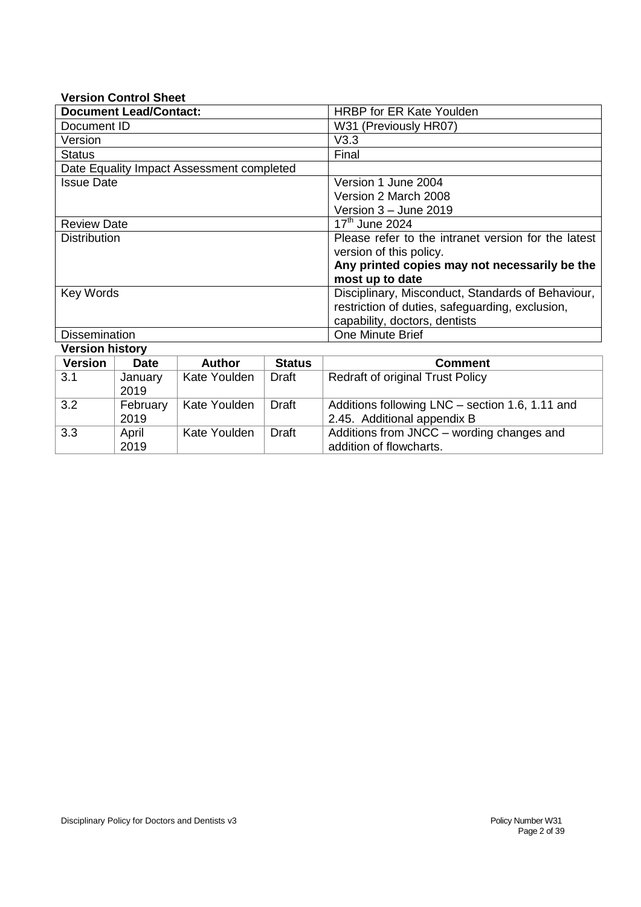**Version Control Sheet**

| **Document Lead/Contact:** | HRBP for ER Kate Youlden |
|---|---|
| Document ID | W31 (Previously HR07) |
| Version | V3.3 |
| Status | Final |
| Date Equality Impact Assessment completed | |
| Issue Date | Version 1 June 2004<br>Version 2 March 2008<br>Version 3 – June 2019 |
| Review Date | 17th June 2024 |
| Distribution | Please refer to the intranet version for the latest version of this policy.<br>**Any printed copies may not necessarily be the most up to date** |
| Key Words | Disciplinary, Misconduct, Standards of Behaviour, restriction of duties, safeguarding, exclusion, capability, doctors, dentists |
| Dissemination | One Minute Brief |

**Version history**

| **Version** | **Date** | **Author** | **Status** | **Comment** |
|---|---|---|---|---|
| 3.1 | January 2019 | Kate Youlden | Draft | Redraft of original Trust Policy |
| 3.2 | February 2019 | Kate Youlden | Draft | Additions following LNC – section 1.6, 1.11 and 2.45. Additional appendix B |
| 3.3 | April 2019 | Kate Youlden | Draft | Additions from JNCC – wording changes and addition of flowcharts. |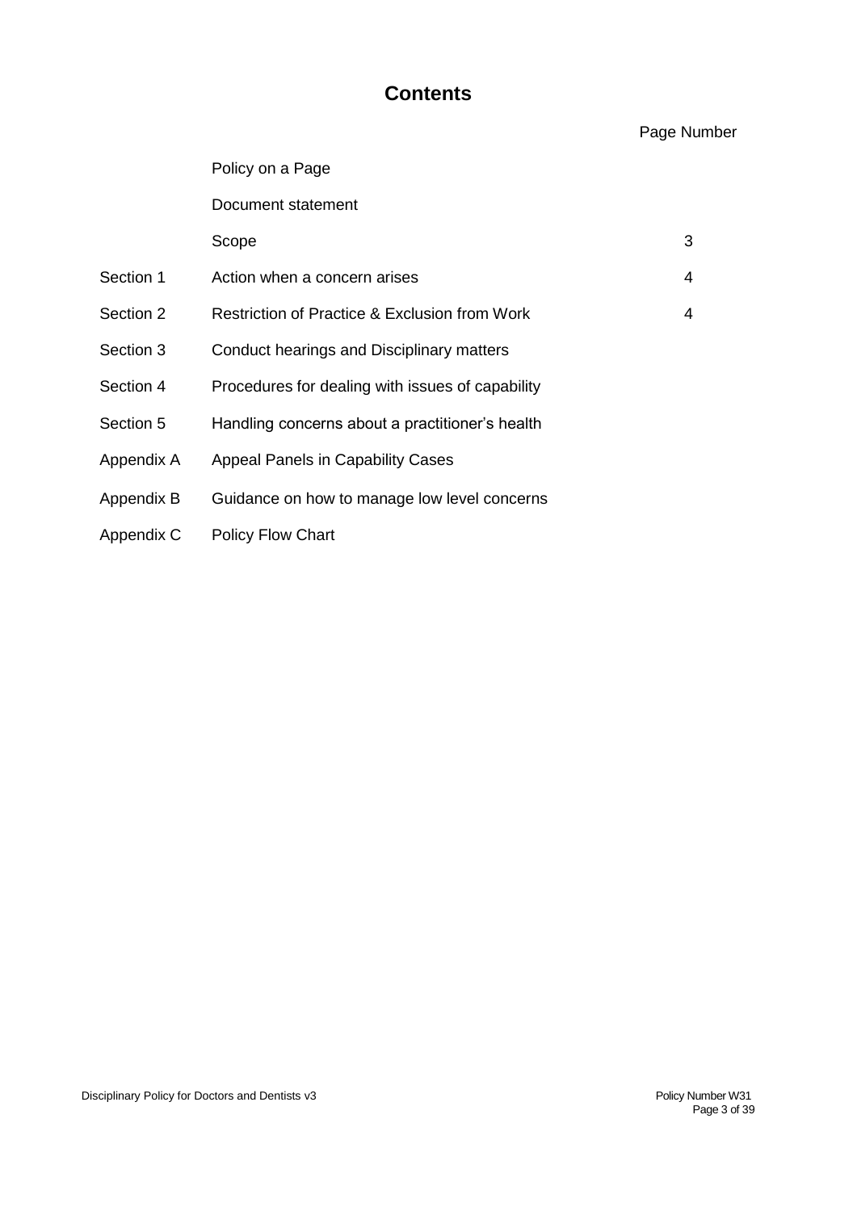# Contents

| | | Page Number |
|---|---|---|
| | Policy on a Page | |
| | Document statement | |
| | Scope | 3 |
| Section 1 | Action when a concern arises | 4 |
| Section 2 | Restriction of Practice & Exclusion from Work | 4 |
| Section 3 | Conduct hearings and Disciplinary matters | |
| Section 4 | Procedures for dealing with issues of capability | |
| Section 5 | Handling concerns about a practitioner's health | |
| Appendix A | Appeal Panels in Capability Cases | |
| Appendix B | Guidance on how to manage low level concerns | |
| Appendix C | Policy Flow Chart | |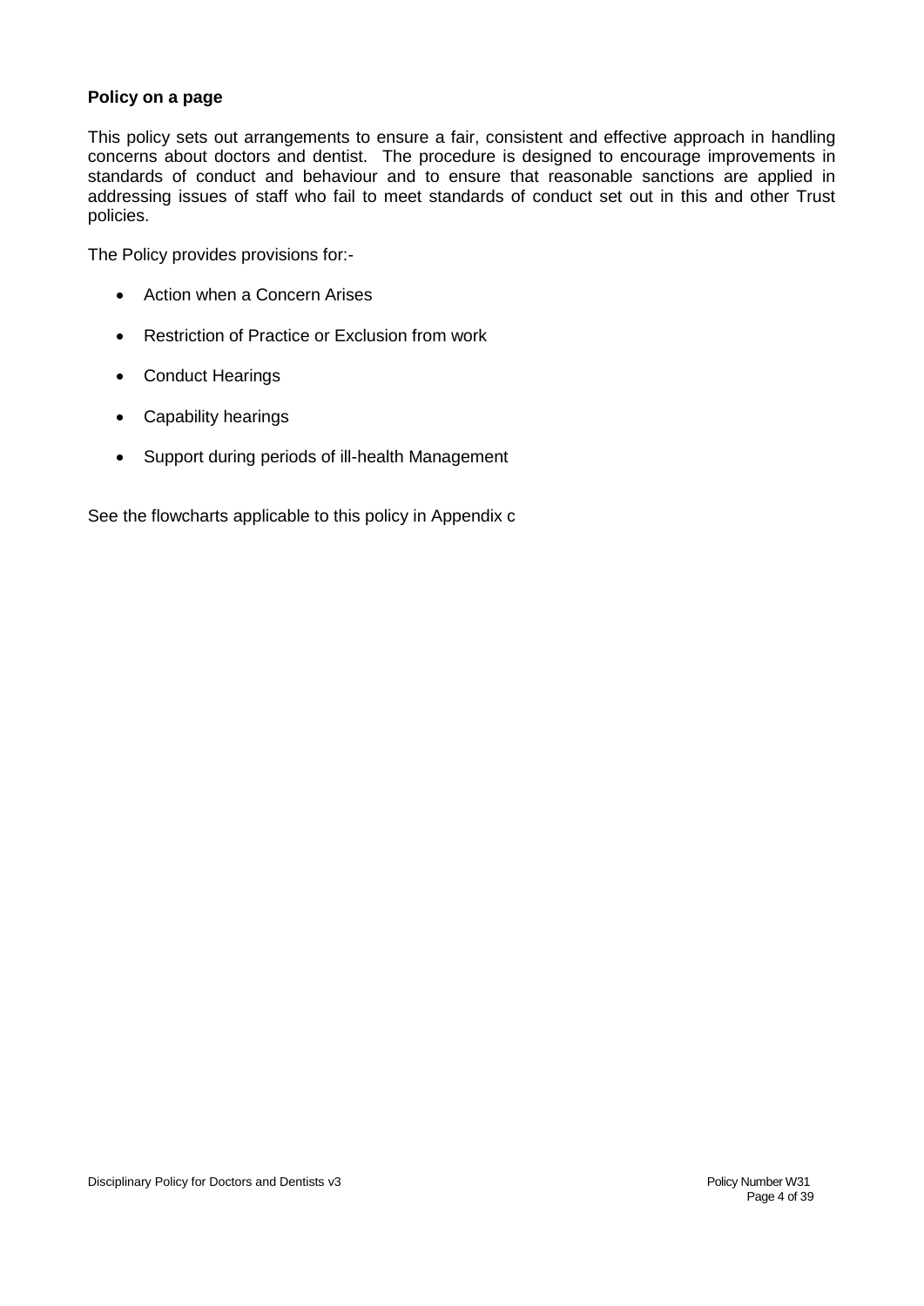**Policy on a page**

This policy sets out arrangements to ensure a fair, consistent and effective approach in handling concerns about doctors and dentist. The procedure is designed to encourage improvements in standards of conduct and behaviour and to ensure that reasonable sanctions are applied in addressing issues of staff who fail to meet standards of conduct set out in this and other Trust policies.

The Policy provides provisions for:-

- Action when a Concern Arises
- Restriction of Practice or Exclusion from work
- Conduct Hearings
- Capability hearings
- Support during periods of ill-health Management

See the flowcharts applicable to this policy in Appendix c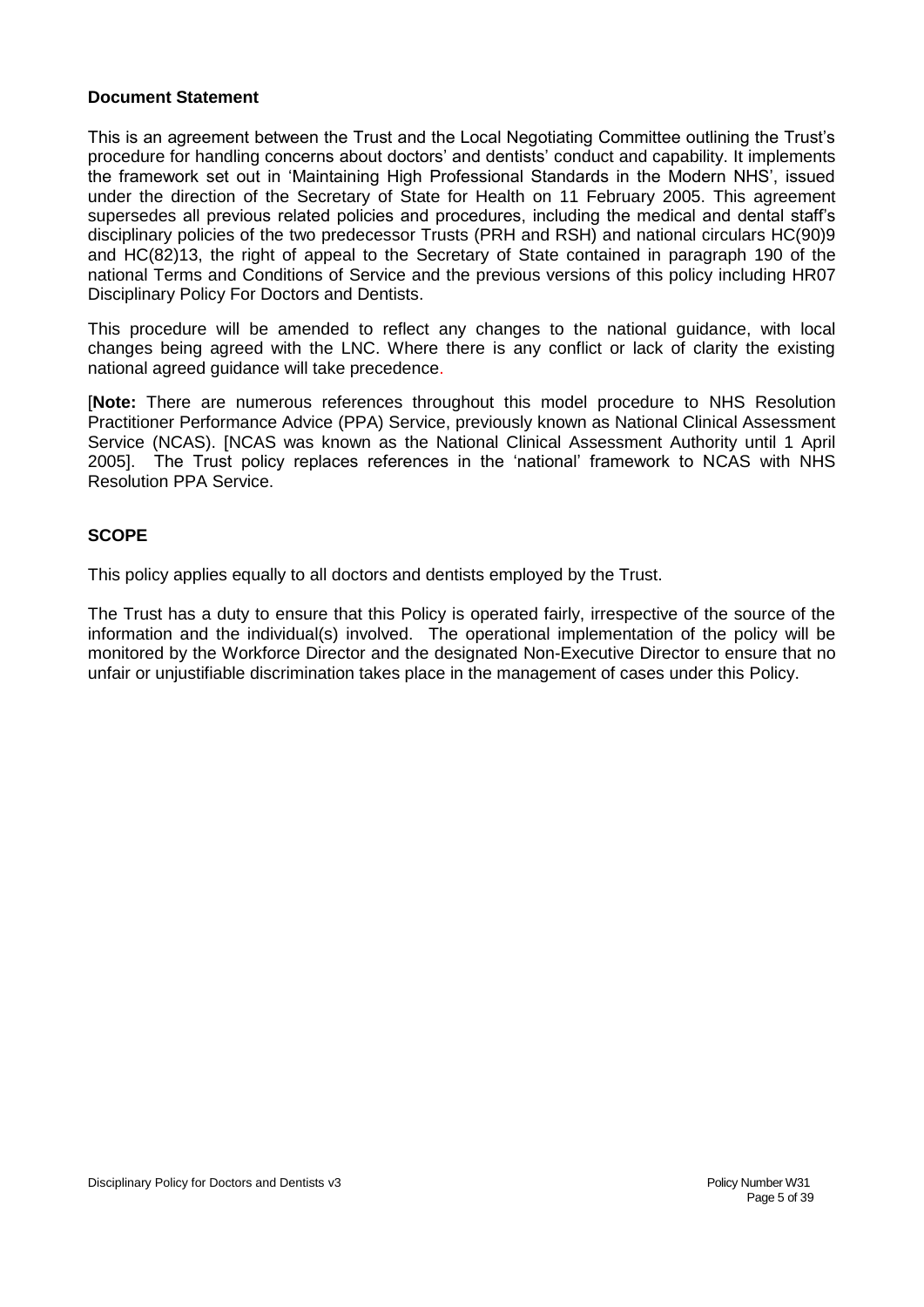**Document Statement**

This is an agreement between the Trust and the Local Negotiating Committee outlining the Trust's procedure for handling concerns about doctors' and dentists' conduct and capability. It implements the framework set out in 'Maintaining High Professional Standards in the Modern NHS', issued under the direction of the Secretary of State for Health on 11 February 2005. This agreement supersedes all previous related policies and procedures, including the medical and dental staff's disciplinary policies of the two predecessor Trusts (PRH and RSH) and national circulars HC(90)9 and HC(82)13, the right of appeal to the Secretary of State contained in paragraph 190 of the national Terms and Conditions of Service and the previous versions of this policy including HR07 Disciplinary Policy For Doctors and Dentists.

This procedure will be amended to reflect any changes to the national guidance, with local changes being agreed with the LNC. Where there is any conflict or lack of clarity the existing national agreed guidance will take precedence.

[**Note:** There are numerous references throughout this model procedure to NHS Resolution Practitioner Performance Advice (PPA) Service, previously known as National Clinical Assessment Service (NCAS). [NCAS was known as the National Clinical Assessment Authority until 1 April 2005]. The Trust policy replaces references in the 'national' framework to NCAS with NHS Resolution PPA Service.

**SCOPE**

This policy applies equally to all doctors and dentists employed by the Trust.

The Trust has a duty to ensure that this Policy is operated fairly, irrespective of the source of the information and the individual(s) involved. The operational implementation of the policy will be monitored by the Workforce Director and the designated Non-Executive Director to ensure that no unfair or unjustifiable discrimination takes place in the management of cases under this Policy.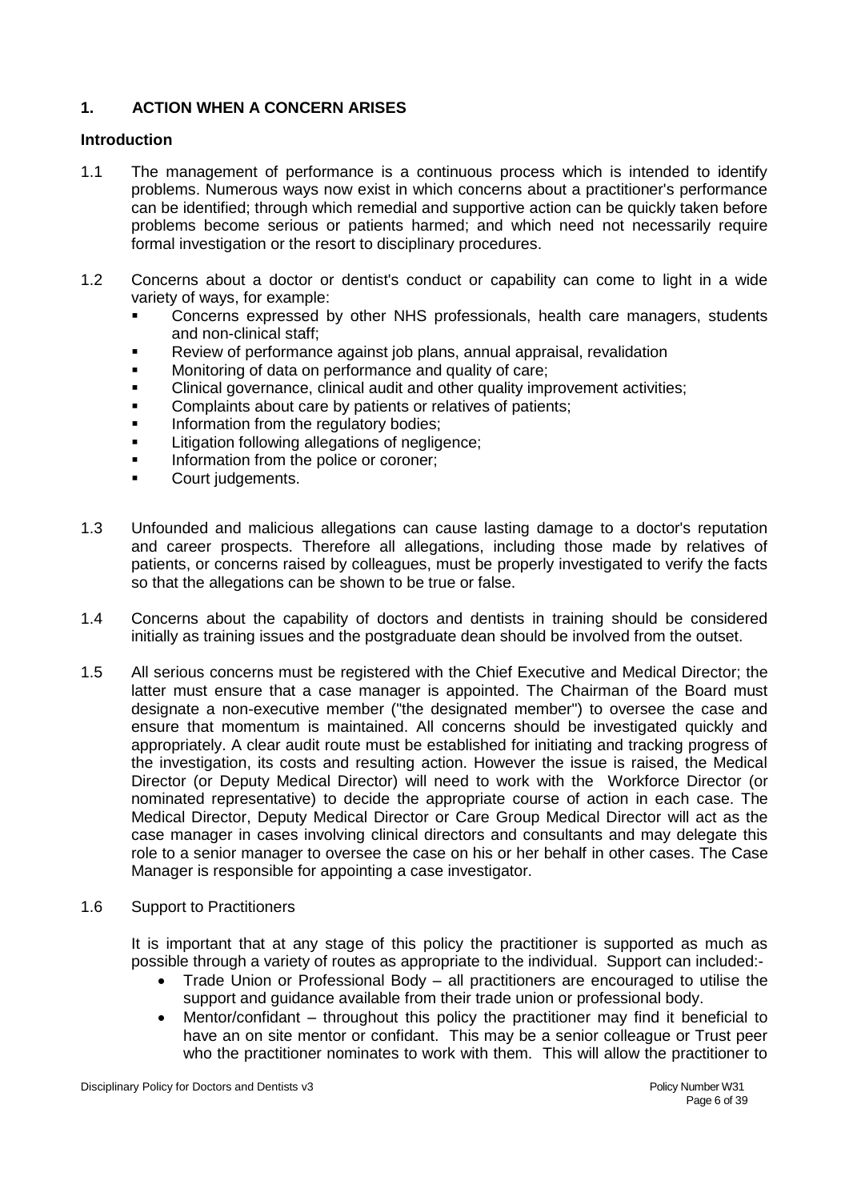## 1. ACTION WHEN A CONCERN ARISES

### Introduction

1.1 The management of performance is a continuous process which is intended to identify problems. Numerous ways now exist in which concerns about a practitioner's performance can be identified; through which remedial and supportive action can be quickly taken before problems become serious or patients harmed; and which need not necessarily require formal investigation or the resort to disciplinary procedures.

1.2 Concerns about a doctor or dentist's conduct or capability can come to light in a wide variety of ways, for example:

- Concerns expressed by other NHS professionals, health care managers, students and non-clinical staff;
- Review of performance against job plans, annual appraisal, revalidation
- Monitoring of data on performance and quality of care;
- Clinical governance, clinical audit and other quality improvement activities;
- Complaints about care by patients or relatives of patients;
- Information from the regulatory bodies;
- Litigation following allegations of negligence;
- Information from the police or coroner;
- Court judgements.

1.3 Unfounded and malicious allegations can cause lasting damage to a doctor's reputation and career prospects. Therefore all allegations, including those made by relatives of patients, or concerns raised by colleagues, must be properly investigated to verify the facts so that the allegations can be shown to be true or false.

1.4 Concerns about the capability of doctors and dentists in training should be considered initially as training issues and the postgraduate dean should be involved from the outset.

1.5 All serious concerns must be registered with the Chief Executive and Medical Director; the latter must ensure that a case manager is appointed. The Chairman of the Board must designate a non-executive member ("the designated member") to oversee the case and ensure that momentum is maintained. All concerns should be investigated quickly and appropriately. A clear audit route must be established for initiating and tracking progress of the investigation, its costs and resulting action. However the issue is raised, the Medical Director (or Deputy Medical Director) will need to work with the Workforce Director (or nominated representative) to decide the appropriate course of action in each case. The Medical Director, Deputy Medical Director or Care Group Medical Director will act as the case manager in cases involving clinical directors and consultants and may delegate this role to a senior manager to oversee the case on his or her behalf in other cases. The Case Manager is responsible for appointing a case investigator.

1.6 Support to Practitioners

It is important that at any stage of this policy the practitioner is supported as much as possible through a variety of routes as appropriate to the individual. Support can included:-

- Trade Union or Professional Body – all practitioners are encouraged to utilise the support and guidance available from their trade union or professional body.
- Mentor/confidant – throughout this policy the practitioner may find it beneficial to have an on site mentor or confidant. This may be a senior colleague or Trust peer who the practitioner nominates to work with them. This will allow the practitioner to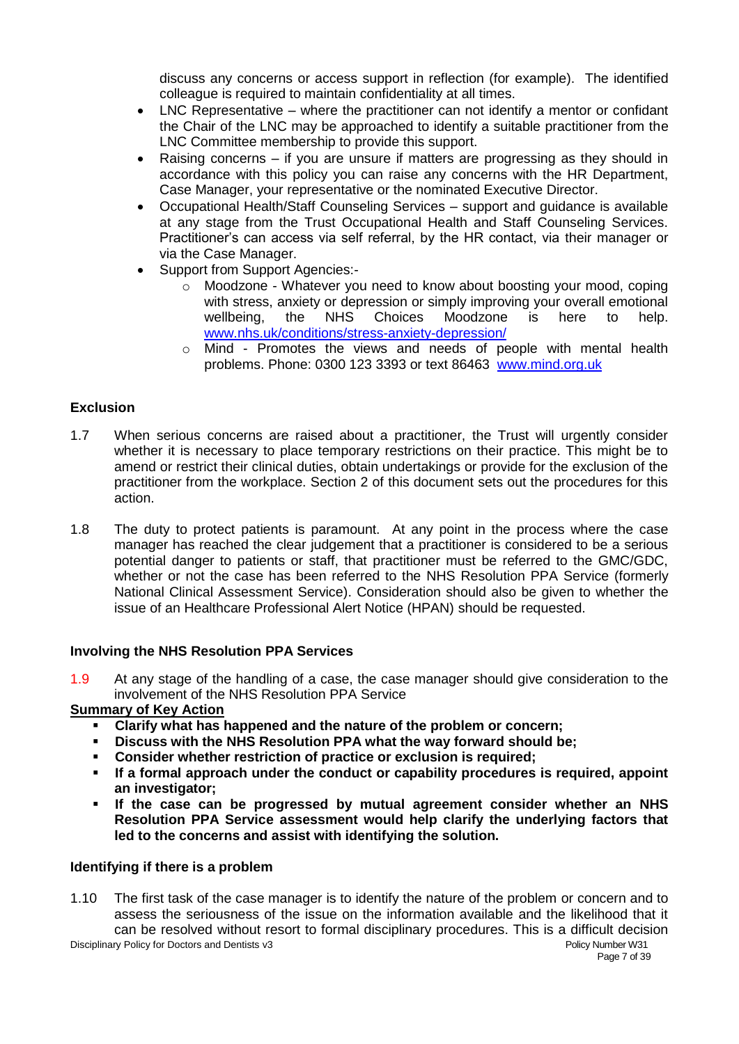discuss any concerns or access support in reflection (for example). The identified colleague is required to maintain confidentiality at all times.

- LNC Representative – where the practitioner can not identify a mentor or confidant the Chair of the LNC may be approached to identify a suitable practitioner from the LNC Committee membership to provide this support.
- Raising concerns – if you are unsure if matters are progressing as they should in accordance with this policy you can raise any concerns with the HR Department, Case Manager, your representative or the nominated Executive Director.
- Occupational Health/Staff Counseling Services – support and guidance is available at any stage from the Trust Occupational Health and Staff Counseling Services. Practitioner's can access via self referral, by the HR contact, via their manager or via the Case Manager.
- Support from Support Agencies:-
  - Moodzone - Whatever you need to know about boosting your mood, coping with stress, anxiety or depression or simply improving your overall emotional wellbeing, the NHS Choices Moodzone is here to help. www.nhs.uk/conditions/stress-anxiety-depression/
  - Mind - Promotes the views and needs of people with mental health problems. Phone: 0300 123 3393 or text 86463 www.mind.org.uk

### Exclusion

1.7 When serious concerns are raised about a practitioner, the Trust will urgently consider whether it is necessary to place temporary restrictions on their practice. This might be to amend or restrict their clinical duties, obtain undertakings or provide for the exclusion of the practitioner from the workplace. Section 2 of this document sets out the procedures for this action.

1.8 The duty to protect patients is paramount. At any point in the process where the case manager has reached the clear judgement that a practitioner is considered to be a serious potential danger to patients or staff, that practitioner must be referred to the GMC/GDC, whether or not the case has been referred to the NHS Resolution PPA Service (formerly National Clinical Assessment Service). Consideration should also be given to whether the issue of an Healthcare Professional Alert Notice (HPAN) should be requested.

### Involving the NHS Resolution PPA Services

1.9 At any stage of the handling of a case, the case manager should give consideration to the involvement of the NHS Resolution PPA Service

**Summary of Key Action**

- **Clarify what has happened and the nature of the problem or concern;**
- **Discuss with the NHS Resolution PPA what the way forward should be;**
- **Consider whether restriction of practice or exclusion is required;**
- **If a formal approach under the conduct or capability procedures is required, appoint an investigator;**
- **If the case can be progressed by mutual agreement consider whether an NHS Resolution PPA Service assessment would help clarify the underlying factors that led to the concerns and assist with identifying the solution.**

### Identifying if there is a problem

1.10 The first task of the case manager is to identify the nature of the problem or concern and to assess the seriousness of the issue on the information available and the likelihood that it can be resolved without resort to formal disciplinary procedures. This is a difficult decision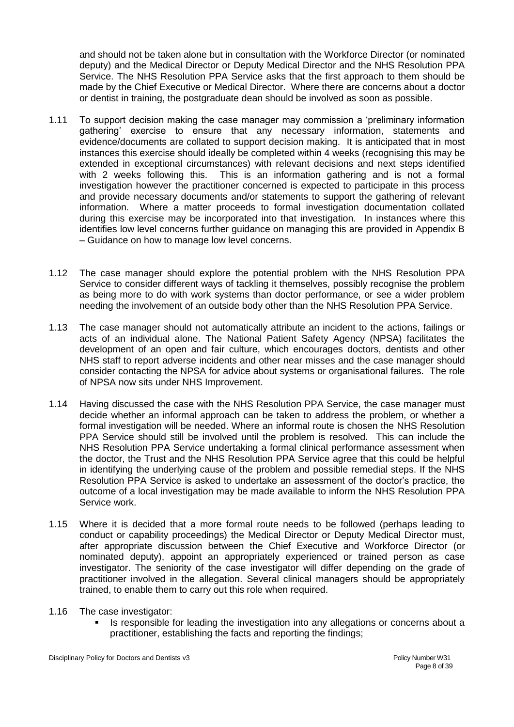and should not be taken alone but in consultation with the Workforce Director (or nominated deputy) and the Medical Director or Deputy Medical Director and the NHS Resolution PPA Service. The NHS Resolution PPA Service asks that the first approach to them should be made by the Chief Executive or Medical Director. Where there are concerns about a doctor or dentist in training, the postgraduate dean should be involved as soon as possible.

1.11 To support decision making the case manager may commission a 'preliminary information gathering' exercise to ensure that any necessary information, statements and evidence/documents are collated to support decision making. It is anticipated that in most instances this exercise should ideally be completed within 4 weeks (recognising this may be extended in exceptional circumstances) with relevant decisions and next steps identified with 2 weeks following this. This is an information gathering and is not a formal investigation however the practitioner concerned is expected to participate in this process and provide necessary documents and/or statements to support the gathering of relevant information. Where a matter proceeds to formal investigation documentation collated during this exercise may be incorporated into that investigation. In instances where this identifies low level concerns further guidance on managing this are provided in Appendix B – Guidance on how to manage low level concerns.

1.12 The case manager should explore the potential problem with the NHS Resolution PPA Service to consider different ways of tackling it themselves, possibly recognise the problem as being more to do with work systems than doctor performance, or see a wider problem needing the involvement of an outside body other than the NHS Resolution PPA Service.

1.13 The case manager should not automatically attribute an incident to the actions, failings or acts of an individual alone. The National Patient Safety Agency (NPSA) facilitates the development of an open and fair culture, which encourages doctors, dentists and other NHS staff to report adverse incidents and other near misses and the case manager should consider contacting the NPSA for advice about systems or organisational failures. The role of NPSA now sits under NHS Improvement.

1.14 Having discussed the case with the NHS Resolution PPA Service, the case manager must decide whether an informal approach can be taken to address the problem, or whether a formal investigation will be needed. Where an informal route is chosen the NHS Resolution PPA Service should still be involved until the problem is resolved. This can include the NHS Resolution PPA Service undertaking a formal clinical performance assessment when the doctor, the Trust and the NHS Resolution PPA Service agree that this could be helpful in identifying the underlying cause of the problem and possible remedial steps. If the NHS Resolution PPA Service is asked to undertake an assessment of the doctor's practice, the outcome of a local investigation may be made available to inform the NHS Resolution PPA Service work.

1.15 Where it is decided that a more formal route needs to be followed (perhaps leading to conduct or capability proceedings) the Medical Director or Deputy Medical Director must, after appropriate discussion between the Chief Executive and Workforce Director (or nominated deputy), appoint an appropriately experienced or trained person as case investigator. The seniority of the case investigator will differ depending on the grade of practitioner involved in the allegation. Several clinical managers should be appropriately trained, to enable them to carry out this role when required.

1.16 The case investigator:

- Is responsible for leading the investigation into any allegations or concerns about a practitioner, establishing the facts and reporting the findings;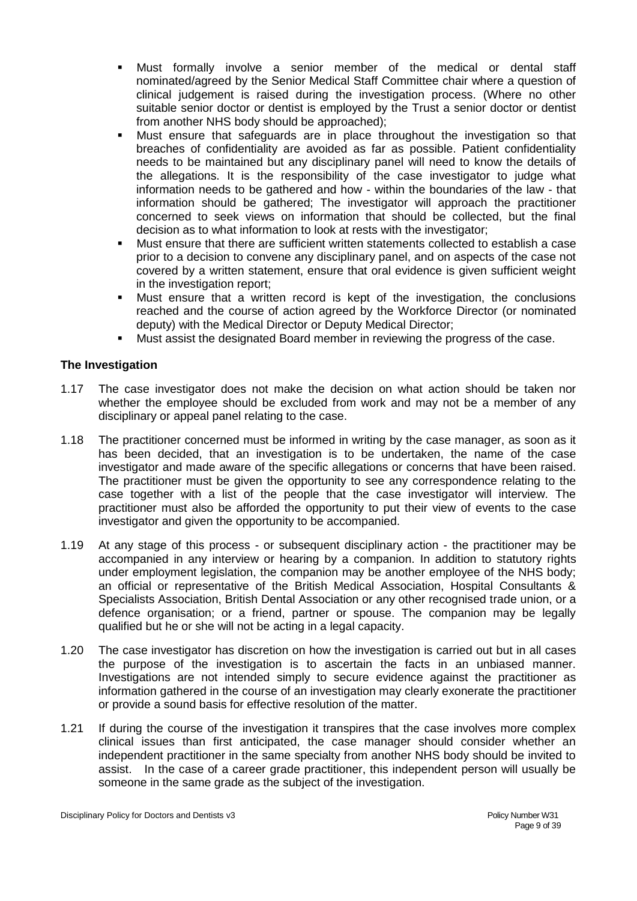- Must formally involve a senior member of the medical or dental staff nominated/agreed by the Senior Medical Staff Committee chair where a question of clinical judgement is raised during the investigation process. (Where no other suitable senior doctor or dentist is employed by the Trust a senior doctor or dentist from another NHS body should be approached);
- Must ensure that safeguards are in place throughout the investigation so that breaches of confidentiality are avoided as far as possible. Patient confidentiality needs to be maintained but any disciplinary panel will need to know the details of the allegations. It is the responsibility of the case investigator to judge what information needs to be gathered and how - within the boundaries of the law - that information should be gathered; The investigator will approach the practitioner concerned to seek views on information that should be collected, but the final decision as to what information to look at rests with the investigator;
- Must ensure that there are sufficient written statements collected to establish a case prior to a decision to convene any disciplinary panel, and on aspects of the case not covered by a written statement, ensure that oral evidence is given sufficient weight in the investigation report;
- Must ensure that a written record is kept of the investigation, the conclusions reached and the course of action agreed by the Workforce Director (or nominated deputy) with the Medical Director or Deputy Medical Director;
- Must assist the designated Board member in reviewing the progress of the case.

**The Investigation**

1.17 The case investigator does not make the decision on what action should be taken nor whether the employee should be excluded from work and may not be a member of any disciplinary or appeal panel relating to the case.

1.18 The practitioner concerned must be informed in writing by the case manager, as soon as it has been decided, that an investigation is to be undertaken, the name of the case investigator and made aware of the specific allegations or concerns that have been raised. The practitioner must be given the opportunity to see any correspondence relating to the case together with a list of the people that the case investigator will interview. The practitioner must also be afforded the opportunity to put their view of events to the case investigator and given the opportunity to be accompanied.

1.19 At any stage of this process - or subsequent disciplinary action - the practitioner may be accompanied in any interview or hearing by a companion. In addition to statutory rights under employment legislation, the companion may be another employee of the NHS body; an official or representative of the British Medical Association, Hospital Consultants & Specialists Association, British Dental Association or any other recognised trade union, or a defence organisation; or a friend, partner or spouse. The companion may be legally qualified but he or she will not be acting in a legal capacity.

1.20 The case investigator has discretion on how the investigation is carried out but in all cases the purpose of the investigation is to ascertain the facts in an unbiased manner. Investigations are not intended simply to secure evidence against the practitioner as information gathered in the course of an investigation may clearly exonerate the practitioner or provide a sound basis for effective resolution of the matter.

1.21 If during the course of the investigation it transpires that the case involves more complex clinical issues than first anticipated, the case manager should consider whether an independent practitioner in the same specialty from another NHS body should be invited to assist. In the case of a career grade practitioner, this independent person will usually be someone in the same grade as the subject of the investigation.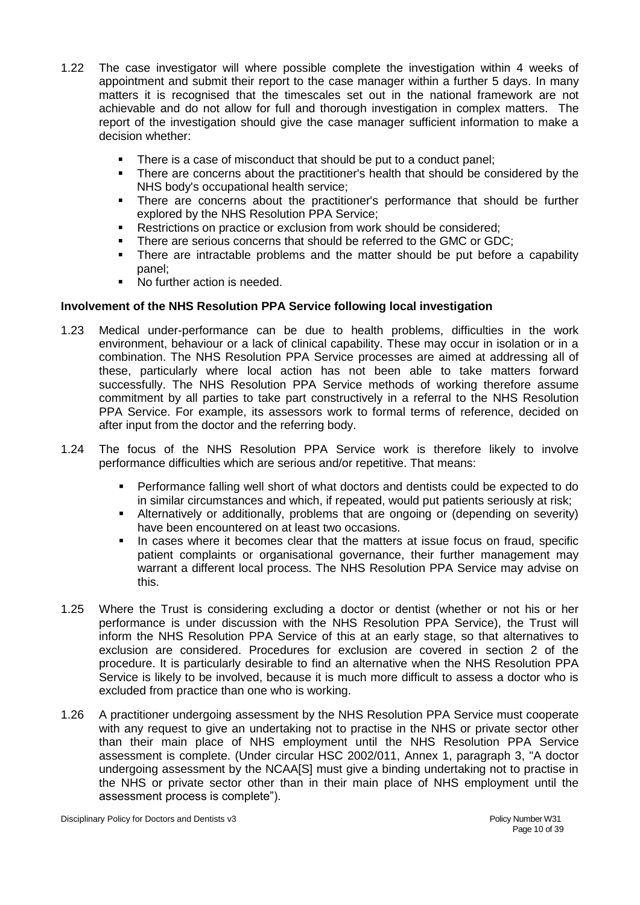1.22 The case investigator will where possible complete the investigation within 4 weeks of appointment and submit their report to the case manager within a further 5 days. In many matters it is recognised that the timescales set out in the national framework are not achievable and do not allow for full and thorough investigation in complex matters. The report of the investigation should give the case manager sufficient information to make a decision whether:

- There is a case of misconduct that should be put to a conduct panel;
- There are concerns about the practitioner's health that should be considered by the NHS body's occupational health service;
- There are concerns about the practitioner's performance that should be further explored by the NHS Resolution PPA Service;
- Restrictions on practice or exclusion from work should be considered;
- There are serious concerns that should be referred to the GMC or GDC;
- There are intractable problems and the matter should be put before a capability panel;
- No further action is needed.

**Involvement of the NHS Resolution PPA Service following local investigation**

1.23 Medical under-performance can be due to health problems, difficulties in the work environment, behaviour or a lack of clinical capability. These may occur in isolation or in a combination. The NHS Resolution PPA Service processes are aimed at addressing all of these, particularly where local action has not been able to take matters forward successfully. The NHS Resolution PPA Service methods of working therefore assume commitment by all parties to take part constructively in a referral to the NHS Resolution PPA Service. For example, its assessors work to formal terms of reference, decided on after input from the doctor and the referring body.

1.24 The focus of the NHS Resolution PPA Service work is therefore likely to involve performance difficulties which are serious and/or repetitive. That means:

- Performance falling well short of what doctors and dentists could be expected to do in similar circumstances and which, if repeated, would put patients seriously at risk;
- Alternatively or additionally, problems that are ongoing or (depending on severity) have been encountered on at least two occasions.
- In cases where it becomes clear that the matters at issue focus on fraud, specific patient complaints or organisational governance, their further management may warrant a different local process. The NHS Resolution PPA Service may advise on this.

1.25 Where the Trust is considering excluding a doctor or dentist (whether or not his or her performance is under discussion with the NHS Resolution PPA Service), the Trust will inform the NHS Resolution PPA Service of this at an early stage, so that alternatives to exclusion are considered. Procedures for exclusion are covered in section 2 of the procedure. It is particularly desirable to find an alternative when the NHS Resolution PPA Service is likely to be involved, because it is much more difficult to assess a doctor who is excluded from practice than one who is working.

1.26 A practitioner undergoing assessment by the NHS Resolution PPA Service must cooperate with any request to give an undertaking not to practise in the NHS or private sector other than their main place of NHS employment until the NHS Resolution PPA Service assessment is complete. (Under circular HSC 2002/011, Annex 1, paragraph 3, "A doctor undergoing assessment by the NCAA[S] must give a binding undertaking not to practise in the NHS or private sector other than in their main place of NHS employment until the assessment process is complete").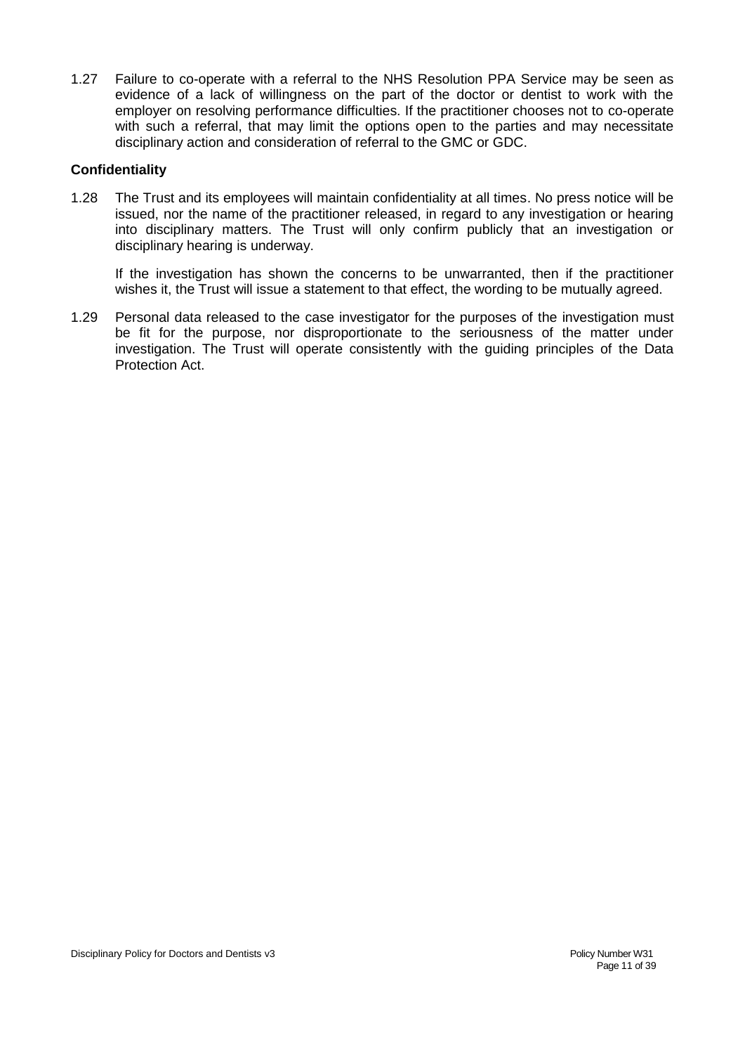1.27 Failure to co-operate with a referral to the NHS Resolution PPA Service may be seen as evidence of a lack of willingness on the part of the doctor or dentist to work with the employer on resolving performance difficulties. If the practitioner chooses not to co-operate with such a referral, that may limit the options open to the parties and may necessitate disciplinary action and consideration of referral to the GMC or GDC.

**Confidentiality**

1.28 The Trust and its employees will maintain confidentiality at all times. No press notice will be issued, nor the name of the practitioner released, in regard to any investigation or hearing into disciplinary matters. The Trust will only confirm publicly that an investigation or disciplinary hearing is underway.

If the investigation has shown the concerns to be unwarranted, then if the practitioner wishes it, the Trust will issue a statement to that effect, the wording to be mutually agreed.

1.29 Personal data released to the case investigator for the purposes of the investigation must be fit for the purpose, nor disproportionate to the seriousness of the matter under investigation. The Trust will operate consistently with the guiding principles of the Data Protection Act.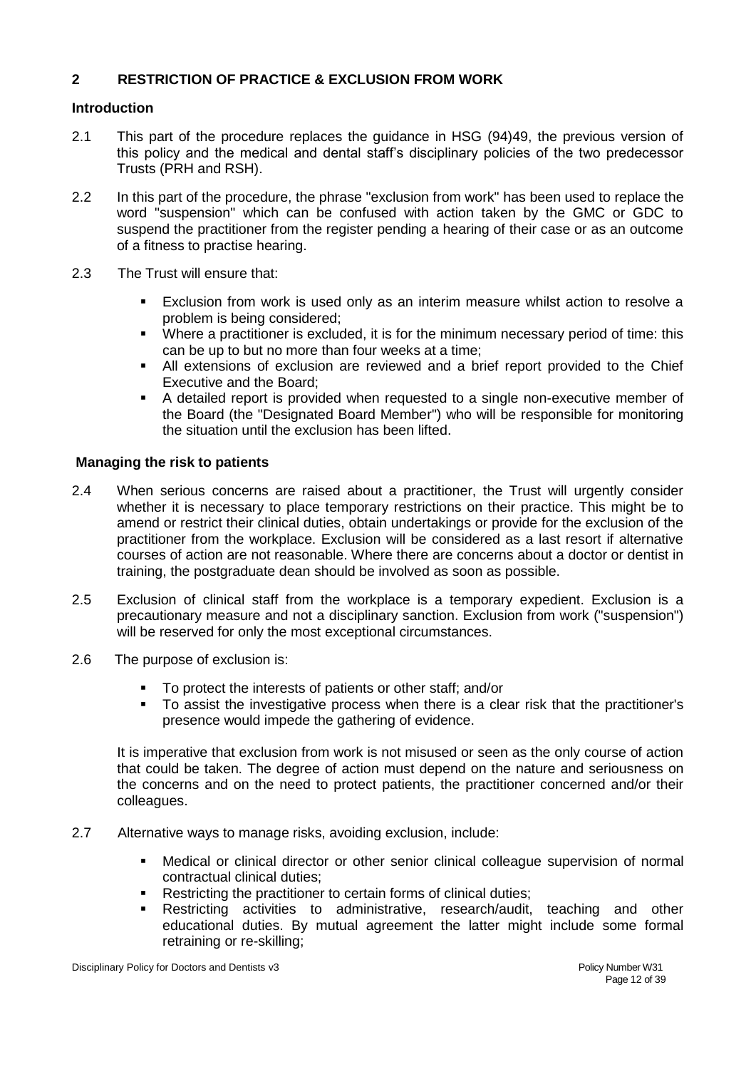## 2 RESTRICTION OF PRACTICE & EXCLUSION FROM WORK

### Introduction

2.1 This part of the procedure replaces the guidance in HSG (94)49, the previous version of this policy and the medical and dental staff's disciplinary policies of the two predecessor Trusts (PRH and RSH).

2.2 In this part of the procedure, the phrase "exclusion from work" has been used to replace the word "suspension" which can be confused with action taken by the GMC or GDC to suspend the practitioner from the register pending a hearing of their case or as an outcome of a fitness to practise hearing.

2.3 The Trust will ensure that:

- Exclusion from work is used only as an interim measure whilst action to resolve a problem is being considered;
- Where a practitioner is excluded, it is for the minimum necessary period of time: this can be up to but no more than four weeks at a time;
- All extensions of exclusion are reviewed and a brief report provided to the Chief Executive and the Board;
- A detailed report is provided when requested to a single non-executive member of the Board (the "Designated Board Member") who will be responsible for monitoring the situation until the exclusion has been lifted.

### Managing the risk to patients

2.4 When serious concerns are raised about a practitioner, the Trust will urgently consider whether it is necessary to place temporary restrictions on their practice. This might be to amend or restrict their clinical duties, obtain undertakings or provide for the exclusion of the practitioner from the workplace. Exclusion will be considered as a last resort if alternative courses of action are not reasonable. Where there are concerns about a doctor or dentist in training, the postgraduate dean should be involved as soon as possible.

2.5 Exclusion of clinical staff from the workplace is a temporary expedient. Exclusion is a precautionary measure and not a disciplinary sanction. Exclusion from work ("suspension") will be reserved for only the most exceptional circumstances.

2.6 The purpose of exclusion is:

- To protect the interests of patients or other staff; and/or
- To assist the investigative process when there is a clear risk that the practitioner's presence would impede the gathering of evidence.

It is imperative that exclusion from work is not misused or seen as the only course of action that could be taken. The degree of action must depend on the nature and seriousness on the concerns and on the need to protect patients, the practitioner concerned and/or their colleagues.

2.7 Alternative ways to manage risks, avoiding exclusion, include:

- Medical or clinical director or other senior clinical colleague supervision of normal contractual clinical duties;
- Restricting the practitioner to certain forms of clinical duties;
- Restricting activities to administrative, research/audit, teaching and other educational duties. By mutual agreement the latter might include some formal retraining or re-skilling;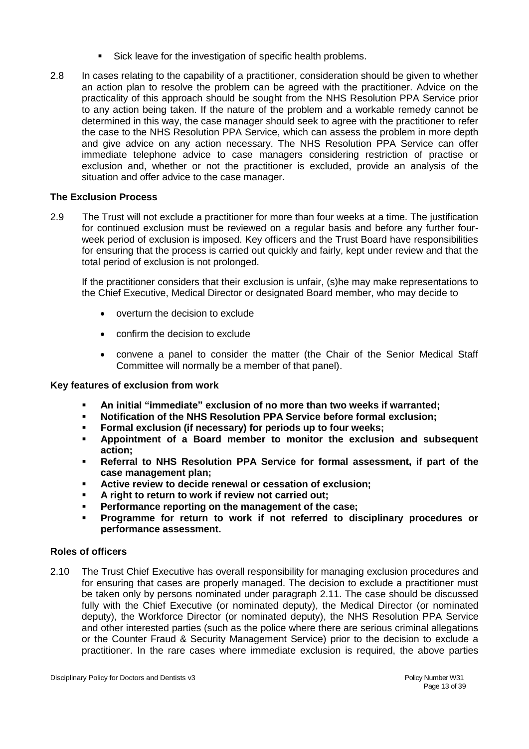- Sick leave for the investigation of specific health problems.

2.8 In cases relating to the capability of a practitioner, consideration should be given to whether an action plan to resolve the problem can be agreed with the practitioner. Advice on the practicality of this approach should be sought from the NHS Resolution PPA Service prior to any action being taken. If the nature of the problem and a workable remedy cannot be determined in this way, the case manager should seek to agree with the practitioner to refer the case to the NHS Resolution PPA Service, which can assess the problem in more depth and give advice on any action necessary. The NHS Resolution PPA Service can offer immediate telephone advice to case managers considering restriction of practise or exclusion and, whether or not the practitioner is excluded, provide an analysis of the situation and offer advice to the case manager.

### The Exclusion Process

2.9 The Trust will not exclude a practitioner for more than four weeks at a time. The justification for continued exclusion must be reviewed on a regular basis and before any further four-week period of exclusion is imposed. Key officers and the Trust Board have responsibilities for ensuring that the process is carried out quickly and fairly, kept under review and that the total period of exclusion is not prolonged.

If the practitioner considers that their exclusion is unfair, (s)he may make representations to the Chief Executive, Medical Director or designated Board member, who may decide to

- overturn the decision to exclude
- confirm the decision to exclude
- convene a panel to consider the matter (the Chair of the Senior Medical Staff Committee will normally be a member of that panel).

### Key features of exclusion from work

- **An initial "immediate" exclusion of no more than two weeks if warranted;**
- **Notification of the NHS Resolution PPA Service before formal exclusion;**
- **Formal exclusion (if necessary) for periods up to four weeks;**
- **Appointment of a Board member to monitor the exclusion and subsequent action;**
- **Referral to NHS Resolution PPA Service for formal assessment, if part of the case management plan;**
- **Active review to decide renewal or cessation of exclusion;**
- **A right to return to work if review not carried out;**
- **Performance reporting on the management of the case;**
- **Programme for return to work if not referred to disciplinary procedures or performance assessment.**

### Roles of officers

2.10 The Trust Chief Executive has overall responsibility for managing exclusion procedures and for ensuring that cases are properly managed. The decision to exclude a practitioner must be taken only by persons nominated under paragraph 2.11. The case should be discussed fully with the Chief Executive (or nominated deputy), the Medical Director (or nominated deputy), the Workforce Director (or nominated deputy), the NHS Resolution PPA Service and other interested parties (such as the police where there are serious criminal allegations or the Counter Fraud & Security Management Service) prior to the decision to exclude a practitioner. In the rare cases where immediate exclusion is required, the above parties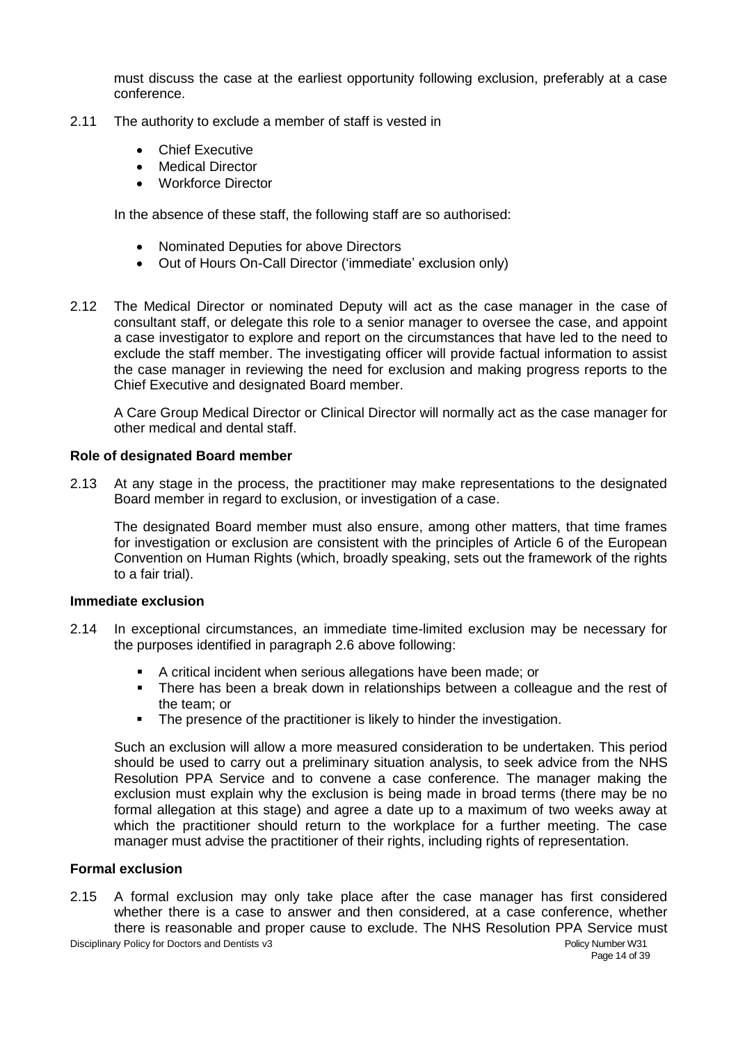must discuss the case at the earliest opportunity following exclusion, preferably at a case conference.

2.11 The authority to exclude a member of staff is vested in

- Chief Executive
- Medical Director
- Workforce Director

In the absence of these staff, the following staff are so authorised:

- Nominated Deputies for above Directors
- Out of Hours On-Call Director ('immediate' exclusion only)

2.12 The Medical Director or nominated Deputy will act as the case manager in the case of consultant staff, or delegate this role to a senior manager to oversee the case, and appoint a case investigator to explore and report on the circumstances that have led to the need to exclude the staff member. The investigating officer will provide factual information to assist the case manager in reviewing the need for exclusion and making progress reports to the Chief Executive and designated Board member.

A Care Group Medical Director or Clinical Director will normally act as the case manager for other medical and dental staff.

**Role of designated Board member**

2.13 At any stage in the process, the practitioner may make representations to the designated Board member in regard to exclusion, or investigation of a case.

The designated Board member must also ensure, among other matters, that time frames for investigation or exclusion are consistent with the principles of Article 6 of the European Convention on Human Rights (which, broadly speaking, sets out the framework of the rights to a fair trial).

**Immediate exclusion**

2.14 In exceptional circumstances, an immediate time-limited exclusion may be necessary for the purposes identified in paragraph 2.6 above following:

- A critical incident when serious allegations have been made; or
- There has been a break down in relationships between a colleague and the rest of the team; or
- The presence of the practitioner is likely to hinder the investigation.

Such an exclusion will allow a more measured consideration to be undertaken. This period should be used to carry out a preliminary situation analysis, to seek advice from the NHS Resolution PPA Service and to convene a case conference. The manager making the exclusion must explain why the exclusion is being made in broad terms (there may be no formal allegation at this stage) and agree a date up to a maximum of two weeks away at which the practitioner should return to the workplace for a further meeting. The case manager must advise the practitioner of their rights, including rights of representation.

**Formal exclusion**

2.15 A formal exclusion may only take place after the case manager has first considered whether there is a case to answer and then considered, at a case conference, whether there is reasonable and proper cause to exclude. The NHS Resolution PPA Service must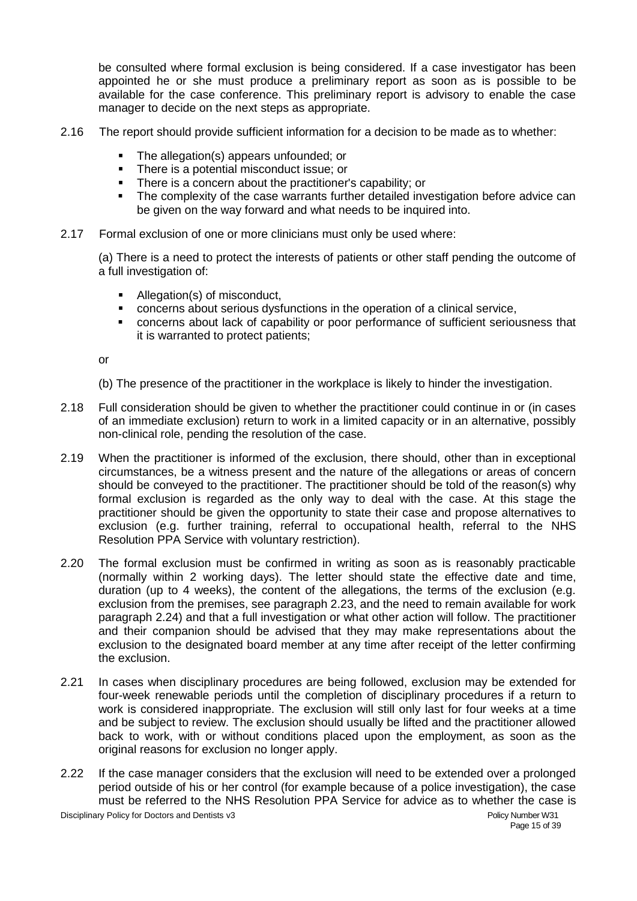be consulted where formal exclusion is being considered. If a case investigator has been appointed he or she must produce a preliminary report as soon as is possible to be available for the case conference. This preliminary report is advisory to enable the case manager to decide on the next steps as appropriate.

2.16 The report should provide sufficient information for a decision to be made as to whether:

- The allegation(s) appears unfounded; or
- There is a potential misconduct issue; or
- There is a concern about the practitioner's capability; or
- The complexity of the case warrants further detailed investigation before advice can be given on the way forward and what needs to be inquired into.

2.17 Formal exclusion of one or more clinicians must only be used where:

(a) There is a need to protect the interests of patients or other staff pending the outcome of a full investigation of:

- Allegation(s) of misconduct,
- concerns about serious dysfunctions in the operation of a clinical service,
- concerns about lack of capability or poor performance of sufficient seriousness that it is warranted to protect patients;

or

(b) The presence of the practitioner in the workplace is likely to hinder the investigation.

2.18 Full consideration should be given to whether the practitioner could continue in or (in cases of an immediate exclusion) return to work in a limited capacity or in an alternative, possibly non-clinical role, pending the resolution of the case.

2.19 When the practitioner is informed of the exclusion, there should, other than in exceptional circumstances, be a witness present and the nature of the allegations or areas of concern should be conveyed to the practitioner. The practitioner should be told of the reason(s) why formal exclusion is regarded as the only way to deal with the case. At this stage the practitioner should be given the opportunity to state their case and propose alternatives to exclusion (e.g. further training, referral to occupational health, referral to the NHS Resolution PPA Service with voluntary restriction).

2.20 The formal exclusion must be confirmed in writing as soon as is reasonably practicable (normally within 2 working days). The letter should state the effective date and time, duration (up to 4 weeks), the content of the allegations, the terms of the exclusion (e.g. exclusion from the premises, see paragraph 2.23, and the need to remain available for work paragraph 2.24) and that a full investigation or what other action will follow. The practitioner and their companion should be advised that they may make representations about the exclusion to the designated board member at any time after receipt of the letter confirming the exclusion.

2.21 In cases when disciplinary procedures are being followed, exclusion may be extended for four-week renewable periods until the completion of disciplinary procedures if a return to work is considered inappropriate. The exclusion will still only last for four weeks at a time and be subject to review. The exclusion should usually be lifted and the practitioner allowed back to work, with or without conditions placed upon the employment, as soon as the original reasons for exclusion no longer apply.

2.22 If the case manager considers that the exclusion will need to be extended over a prolonged period outside of his or her control (for example because of a police investigation), the case must be referred to the NHS Resolution PPA Service for advice as to whether the case is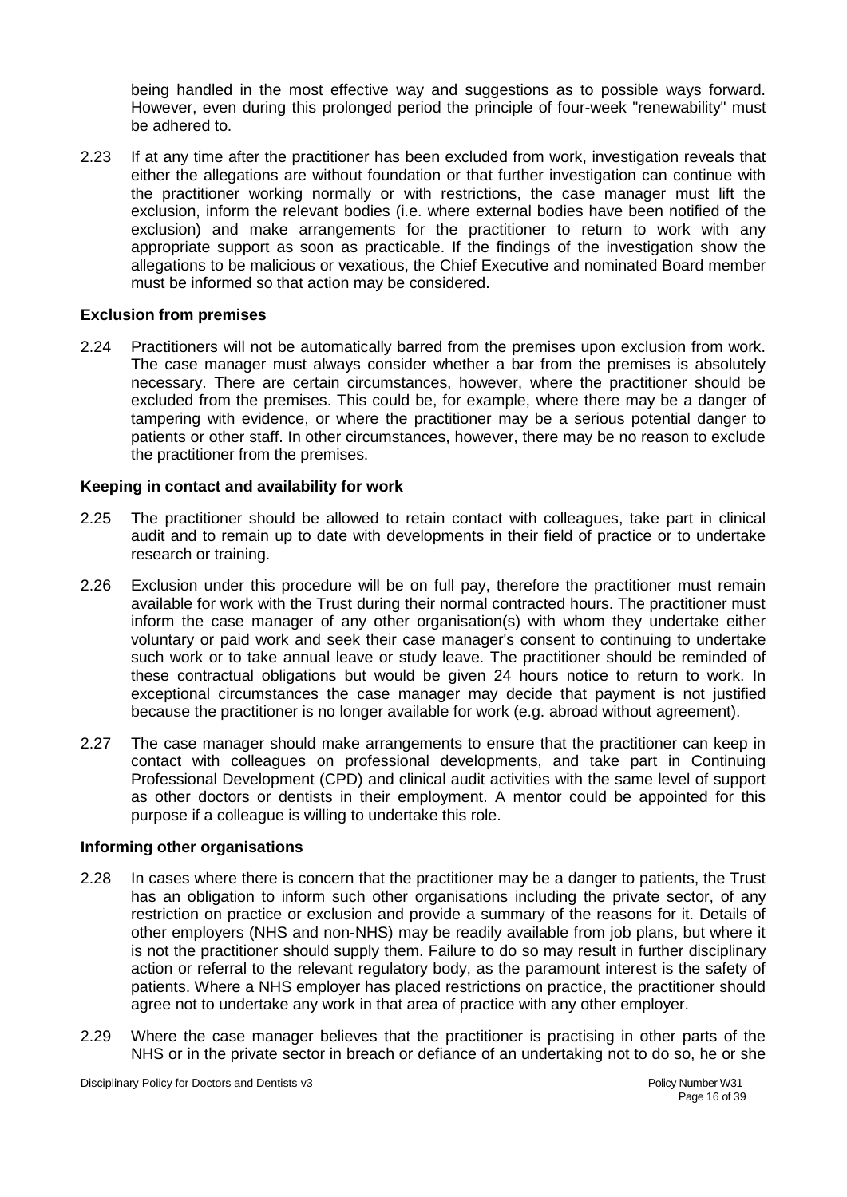being handled in the most effective way and suggestions as to possible ways forward. However, even during this prolonged period the principle of four-week "renewability" must be adhered to.

2.23 If at any time after the practitioner has been excluded from work, investigation reveals that either the allegations are without foundation or that further investigation can continue with the practitioner working normally or with restrictions, the case manager must lift the exclusion, inform the relevant bodies (i.e. where external bodies have been notified of the exclusion) and make arrangements for the practitioner to return to work with any appropriate support as soon as practicable. If the findings of the investigation show the allegations to be malicious or vexatious, the Chief Executive and nominated Board member must be informed so that action may be considered.

**Exclusion from premises**

2.24 Practitioners will not be automatically barred from the premises upon exclusion from work. The case manager must always consider whether a bar from the premises is absolutely necessary. There are certain circumstances, however, where the practitioner should be excluded from the premises. This could be, for example, where there may be a danger of tampering with evidence, or where the practitioner may be a serious potential danger to patients or other staff. In other circumstances, however, there may be no reason to exclude the practitioner from the premises.

**Keeping in contact and availability for work**

2.25 The practitioner should be allowed to retain contact with colleagues, take part in clinical audit and to remain up to date with developments in their field of practice or to undertake research or training.

2.26 Exclusion under this procedure will be on full pay, therefore the practitioner must remain available for work with the Trust during their normal contracted hours. The practitioner must inform the case manager of any other organisation(s) with whom they undertake either voluntary or paid work and seek their case manager's consent to continuing to undertake such work or to take annual leave or study leave. The practitioner should be reminded of these contractual obligations but would be given 24 hours notice to return to work. In exceptional circumstances the case manager may decide that payment is not justified because the practitioner is no longer available for work (e.g. abroad without agreement).

2.27 The case manager should make arrangements to ensure that the practitioner can keep in contact with colleagues on professional developments, and take part in Continuing Professional Development (CPD) and clinical audit activities with the same level of support as other doctors or dentists in their employment. A mentor could be appointed for this purpose if a colleague is willing to undertake this role.

**Informing other organisations**

2.28 In cases where there is concern that the practitioner may be a danger to patients, the Trust has an obligation to inform such other organisations including the private sector, of any restriction on practice or exclusion and provide a summary of the reasons for it. Details of other employers (NHS and non-NHS) may be readily available from job plans, but where it is not the practitioner should supply them. Failure to do so may result in further disciplinary action or referral to the relevant regulatory body, as the paramount interest is the safety of patients. Where a NHS employer has placed restrictions on practice, the practitioner should agree not to undertake any work in that area of practice with any other employer.

2.29 Where the case manager believes that the practitioner is practising in other parts of the NHS or in the private sector in breach or defiance of an undertaking not to do so, he or she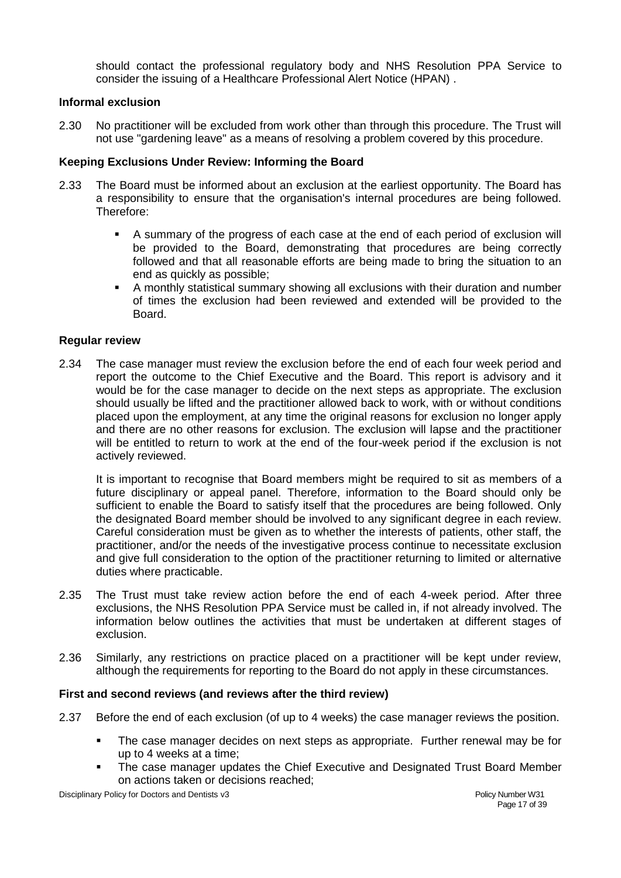should contact the professional regulatory body and NHS Resolution PPA Service to consider the issuing of a Healthcare Professional Alert Notice (HPAN) .

### Informal exclusion

2.30 No practitioner will be excluded from work other than through this procedure. The Trust will not use "gardening leave" as a means of resolving a problem covered by this procedure.

### Keeping Exclusions Under Review: Informing the Board

2.33 The Board must be informed about an exclusion at the earliest opportunity. The Board has a responsibility to ensure that the organisation's internal procedures are being followed. Therefore:

- A summary of the progress of each case at the end of each period of exclusion will be provided to the Board, demonstrating that procedures are being correctly followed and that all reasonable efforts are being made to bring the situation to an end as quickly as possible;
- A monthly statistical summary showing all exclusions with their duration and number of times the exclusion had been reviewed and extended will be provided to the Board.

### Regular review

2.34 The case manager must review the exclusion before the end of each four week period and report the outcome to the Chief Executive and the Board. This report is advisory and it would be for the case manager to decide on the next steps as appropriate. The exclusion should usually be lifted and the practitioner allowed back to work, with or without conditions placed upon the employment, at any time the original reasons for exclusion no longer apply and there are no other reasons for exclusion. The exclusion will lapse and the practitioner will be entitled to return to work at the end of the four-week period if the exclusion is not actively reviewed.

It is important to recognise that Board members might be required to sit as members of a future disciplinary or appeal panel. Therefore, information to the Board should only be sufficient to enable the Board to satisfy itself that the procedures are being followed. Only the designated Board member should be involved to any significant degree in each review. Careful consideration must be given as to whether the interests of patients, other staff, the practitioner, and/or the needs of the investigative process continue to necessitate exclusion and give full consideration to the option of the practitioner returning to limited or alternative duties where practicable.

2.35 The Trust must take review action before the end of each 4-week period. After three exclusions, the NHS Resolution PPA Service must be called in, if not already involved. The information below outlines the activities that must be undertaken at different stages of exclusion.

2.36 Similarly, any restrictions on practice placed on a practitioner will be kept under review, although the requirements for reporting to the Board do not apply in these circumstances.

### First and second reviews (and reviews after the third review)

2.37 Before the end of each exclusion (of up to 4 weeks) the case manager reviews the position.

- The case manager decides on next steps as appropriate. Further renewal may be for up to 4 weeks at a time;
- The case manager updates the Chief Executive and Designated Trust Board Member on actions taken or decisions reached;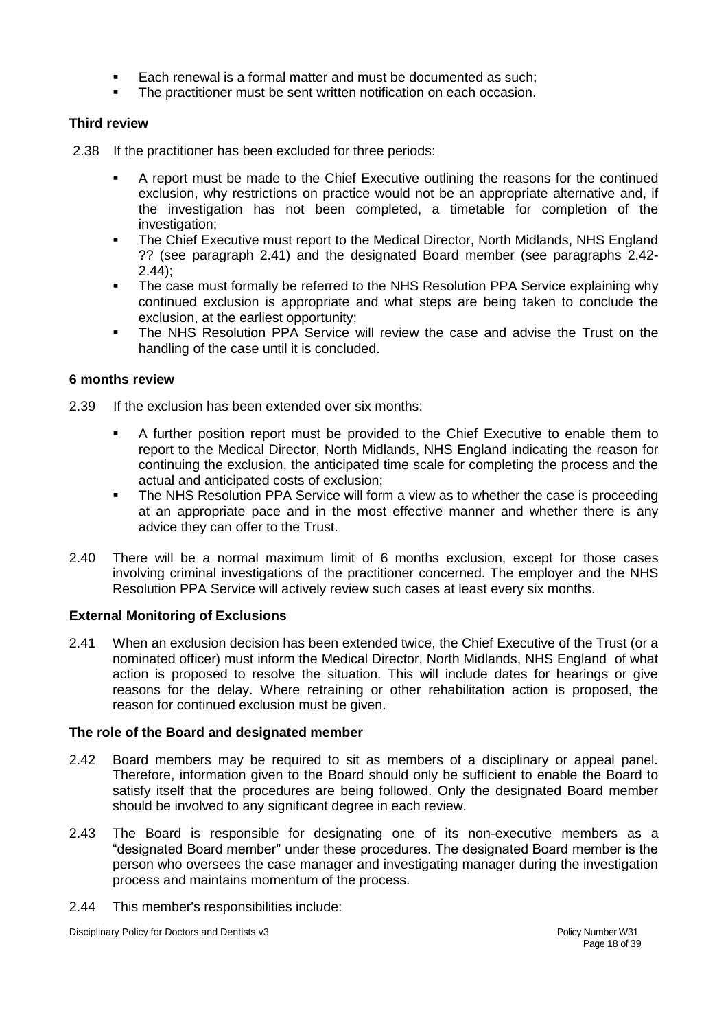- Each renewal is a formal matter and must be documented as such;
- The practitioner must be sent written notification on each occasion.

**Third review**

2.38 If the practitioner has been excluded for three periods:

- A report must be made to the Chief Executive outlining the reasons for the continued exclusion, why restrictions on practice would not be an appropriate alternative and, if the investigation has not been completed, a timetable for completion of the investigation;
- The Chief Executive must report to the Medical Director, North Midlands, NHS England ?? (see paragraph 2.41) and the designated Board member (see paragraphs 2.42-2.44);
- The case must formally be referred to the NHS Resolution PPA Service explaining why continued exclusion is appropriate and what steps are being taken to conclude the exclusion, at the earliest opportunity;
- The NHS Resolution PPA Service will review the case and advise the Trust on the handling of the case until it is concluded.

**6 months review**

2.39 If the exclusion has been extended over six months:

- A further position report must be provided to the Chief Executive to enable them to report to the Medical Director, North Midlands, NHS England indicating the reason for continuing the exclusion, the anticipated time scale for completing the process and the actual and anticipated costs of exclusion;
- The NHS Resolution PPA Service will form a view as to whether the case is proceeding at an appropriate pace and in the most effective manner and whether there is any advice they can offer to the Trust.

2.40 There will be a normal maximum limit of 6 months exclusion, except for those cases involving criminal investigations of the practitioner concerned. The employer and the NHS Resolution PPA Service will actively review such cases at least every six months.

**External Monitoring of Exclusions**

2.41 When an exclusion decision has been extended twice, the Chief Executive of the Trust (or a nominated officer) must inform the Medical Director, North Midlands, NHS England of what action is proposed to resolve the situation. This will include dates for hearings or give reasons for the delay. Where retraining or other rehabilitation action is proposed, the reason for continued exclusion must be given.

**The role of the Board and designated member**

2.42 Board members may be required to sit as members of a disciplinary or appeal panel. Therefore, information given to the Board should only be sufficient to enable the Board to satisfy itself that the procedures are being followed. Only the designated Board member should be involved to any significant degree in each review.

2.43 The Board is responsible for designating one of its non-executive members as a "designated Board member" under these procedures. The designated Board member is the person who oversees the case manager and investigating manager during the investigation process and maintains momentum of the process.

2.44 This member's responsibilities include: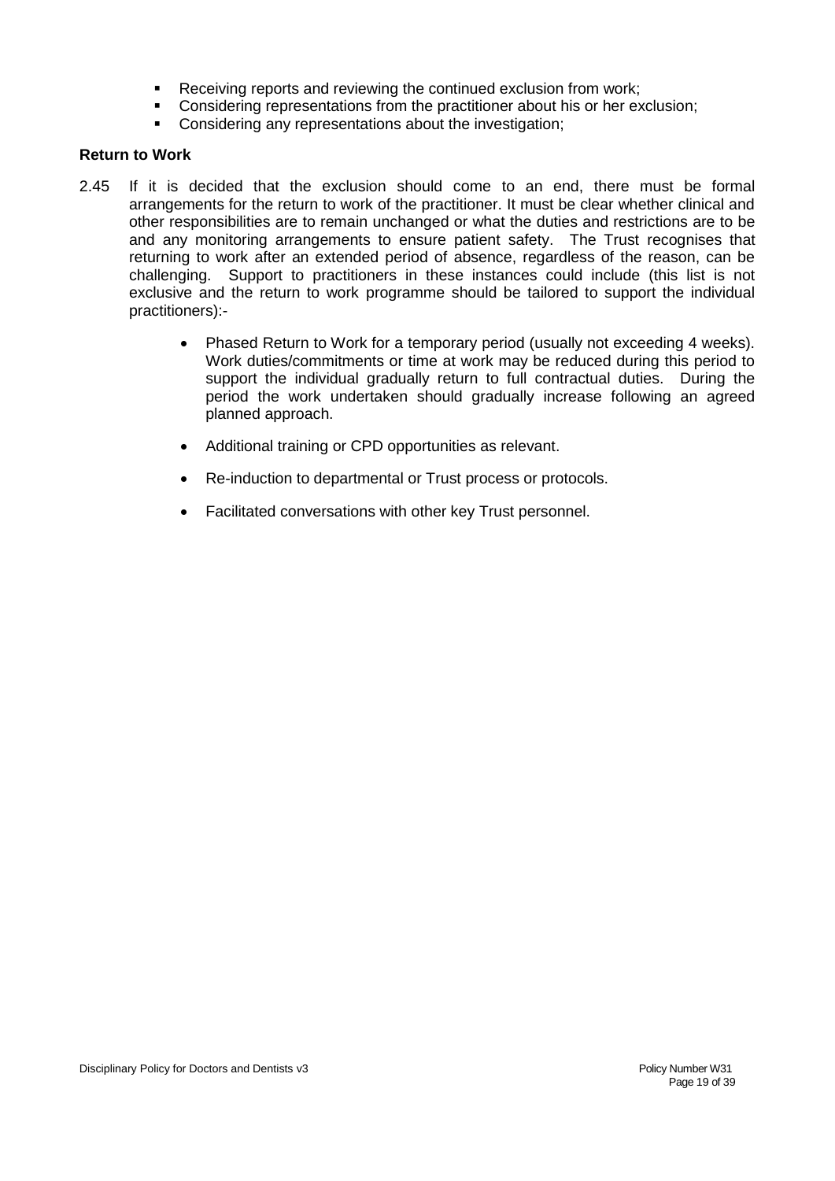- Receiving reports and reviewing the continued exclusion from work;
- Considering representations from the practitioner about his or her exclusion;
- Considering any representations about the investigation;

**Return to Work**

2.45 If it is decided that the exclusion should come to an end, there must be formal arrangements for the return to work of the practitioner. It must be clear whether clinical and other responsibilities are to remain unchanged or what the duties and restrictions are to be and any monitoring arrangements to ensure patient safety. The Trust recognises that returning to work after an extended period of absence, regardless of the reason, can be challenging. Support to practitioners in these instances could include (this list is not exclusive and the return to work programme should be tailored to support the individual practitioners):-

- Phased Return to Work for a temporary period (usually not exceeding 4 weeks). Work duties/commitments or time at work may be reduced during this period to support the individual gradually return to full contractual duties. During the period the work undertaken should gradually increase following an agreed planned approach.

- Additional training or CPD opportunities as relevant.

- Re-induction to departmental or Trust process or protocols.

- Facilitated conversations with other key Trust personnel.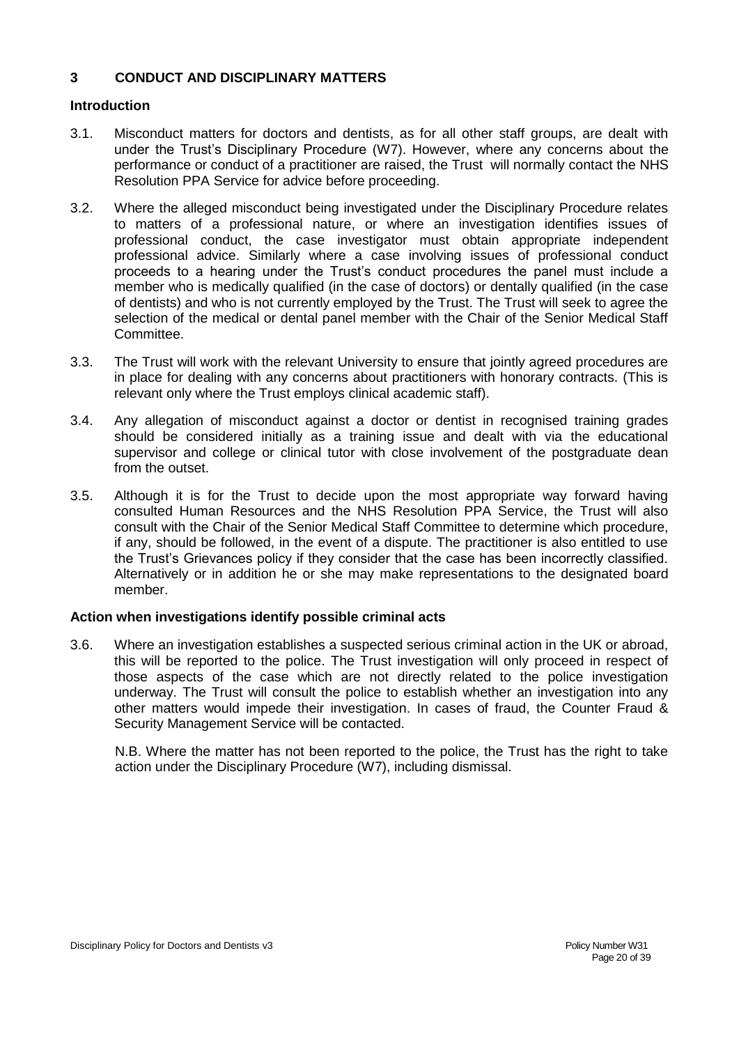## 3 CONDUCT AND DISCIPLINARY MATTERS

### Introduction

3.1. Misconduct matters for doctors and dentists, as for all other staff groups, are dealt with under the Trust's Disciplinary Procedure (W7). However, where any concerns about the performance or conduct of a practitioner are raised, the Trust will normally contact the NHS Resolution PPA Service for advice before proceeding.

3.2. Where the alleged misconduct being investigated under the Disciplinary Procedure relates to matters of a professional nature, or where an investigation identifies issues of professional conduct, the case investigator must obtain appropriate independent professional advice. Similarly where a case involving issues of professional conduct proceeds to a hearing under the Trust's conduct procedures the panel must include a member who is medically qualified (in the case of doctors) or dentally qualified (in the case of dentists) and who is not currently employed by the Trust. The Trust will seek to agree the selection of the medical or dental panel member with the Chair of the Senior Medical Staff Committee.

3.3. The Trust will work with the relevant University to ensure that jointly agreed procedures are in place for dealing with any concerns about practitioners with honorary contracts. (This is relevant only where the Trust employs clinical academic staff).

3.4. Any allegation of misconduct against a doctor or dentist in recognised training grades should be considered initially as a training issue and dealt with via the educational supervisor and college or clinical tutor with close involvement of the postgraduate dean from the outset.

3.5. Although it is for the Trust to decide upon the most appropriate way forward having consulted Human Resources and the NHS Resolution PPA Service, the Trust will also consult with the Chair of the Senior Medical Staff Committee to determine which procedure, if any, should be followed, in the event of a dispute. The practitioner is also entitled to use the Trust's Grievances policy if they consider that the case has been incorrectly classified. Alternatively or in addition he or she may make representations to the designated board member.

### Action when investigations identify possible criminal acts

3.6. Where an investigation establishes a suspected serious criminal action in the UK or abroad, this will be reported to the police. The Trust investigation will only proceed in respect of those aspects of the case which are not directly related to the police investigation underway. The Trust will consult the police to establish whether an investigation into any other matters would impede their investigation. In cases of fraud, the Counter Fraud & Security Management Service will be contacted.

N.B. Where the matter has not been reported to the police, the Trust has the right to take action under the Disciplinary Procedure (W7), including dismissal.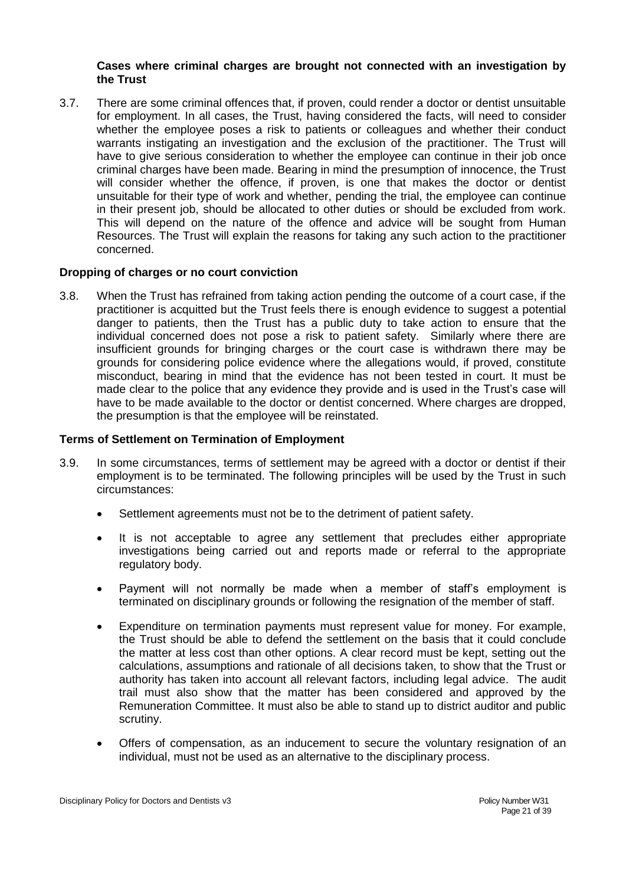### Cases where criminal charges are brought not connected with an investigation by the Trust

3.7. There are some criminal offences that, if proven, could render a doctor or dentist unsuitable for employment. In all cases, the Trust, having considered the facts, will need to consider whether the employee poses a risk to patients or colleagues and whether their conduct warrants instigating an investigation and the exclusion of the practitioner. The Trust will have to give serious consideration to whether the employee can continue in their job once criminal charges have been made. Bearing in mind the presumption of innocence, the Trust will consider whether the offence, if proven, is one that makes the doctor or dentist unsuitable for their type of work and whether, pending the trial, the employee can continue in their present job, should be allocated to other duties or should be excluded from work. This will depend on the nature of the offence and advice will be sought from Human Resources. The Trust will explain the reasons for taking any such action to the practitioner concerned.

### Dropping of charges or no court conviction

3.8. When the Trust has refrained from taking action pending the outcome of a court case, if the practitioner is acquitted but the Trust feels there is enough evidence to suggest a potential danger to patients, then the Trust has a public duty to take action to ensure that the individual concerned does not pose a risk to patient safety. Similarly where there are insufficient grounds for bringing charges or the court case is withdrawn there may be grounds for considering police evidence where the allegations would, if proved, constitute misconduct, bearing in mind that the evidence has not been tested in court. It must be made clear to the police that any evidence they provide and is used in the Trust's case will have to be made available to the doctor or dentist concerned. Where charges are dropped, the presumption is that the employee will be reinstated.

### Terms of Settlement on Termination of Employment

3.9. In some circumstances, terms of settlement may be agreed with a doctor or dentist if their employment is to be terminated. The following principles will be used by the Trust in such circumstances:

- Settlement agreements must not be to the detriment of patient safety.
- It is not acceptable to agree any settlement that precludes either appropriate investigations being carried out and reports made or referral to the appropriate regulatory body.
- Payment will not normally be made when a member of staff's employment is terminated on disciplinary grounds or following the resignation of the member of staff.
- Expenditure on termination payments must represent value for money. For example, the Trust should be able to defend the settlement on the basis that it could conclude the matter at less cost than other options. A clear record must be kept, setting out the calculations, assumptions and rationale of all decisions taken, to show that the Trust or authority has taken into account all relevant factors, including legal advice. The audit trail must also show that the matter has been considered and approved by the Remuneration Committee. It must also be able to stand up to district auditor and public scrutiny.
- Offers of compensation, as an inducement to secure the voluntary resignation of an individual, must not be used as an alternative to the disciplinary process.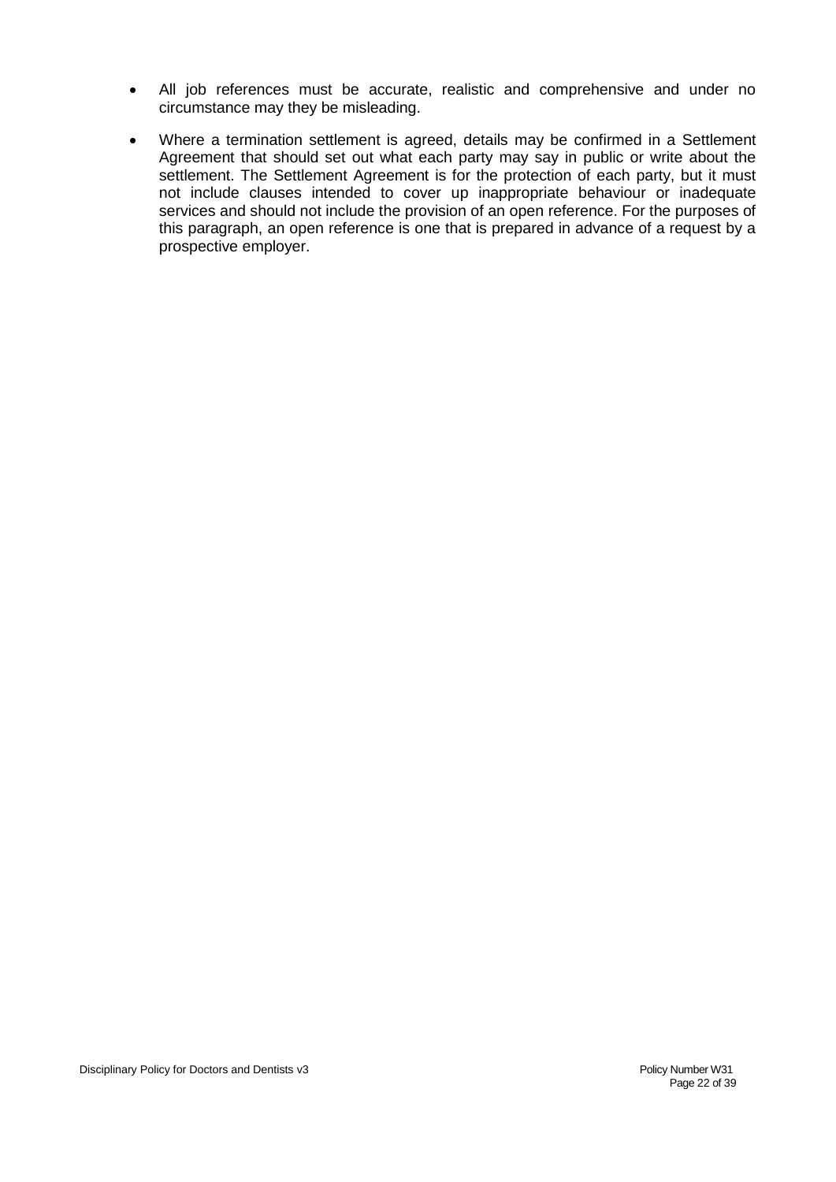- All job references must be accurate, realistic and comprehensive and under no circumstance may they be misleading.
- Where a termination settlement is agreed, details may be confirmed in a Settlement Agreement that should set out what each party may say in public or write about the settlement. The Settlement Agreement is for the protection of each party, but it must not include clauses intended to cover up inappropriate behaviour or inadequate services and should not include the provision of an open reference. For the purposes of this paragraph, an open reference is one that is prepared in advance of a request by a prospective employer.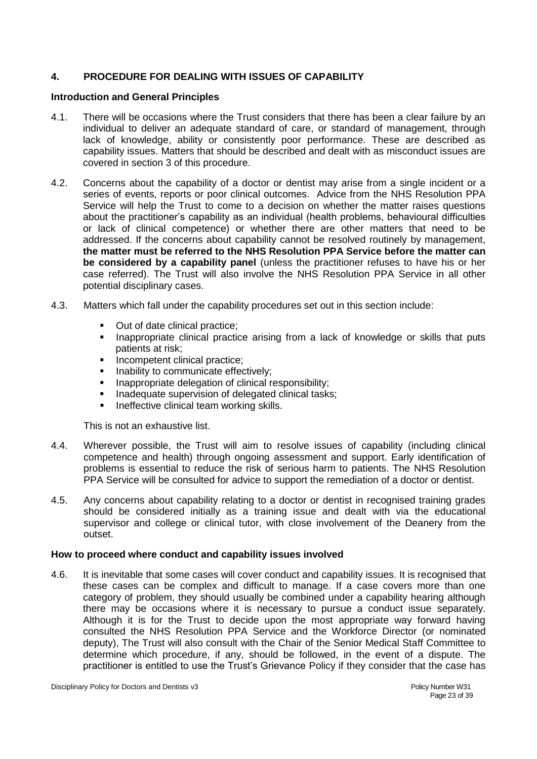## 4. PROCEDURE FOR DEALING WITH ISSUES OF CAPABILITY

### Introduction and General Principles

4.1. There will be occasions where the Trust considers that there has been a clear failure by an individual to deliver an adequate standard of care, or standard of management, through lack of knowledge, ability or consistently poor performance. These are described as capability issues. Matters that should be described and dealt with as misconduct issues are covered in section 3 of this procedure.

4.2. Concerns about the capability of a doctor or dentist may arise from a single incident or a series of events, reports or poor clinical outcomes. Advice from the NHS Resolution PPA Service will help the Trust to come to a decision on whether the matter raises questions about the practitioner's capability as an individual (health problems, behavioural difficulties or lack of clinical competence) or whether there are other matters that need to be addressed. If the concerns about capability cannot be resolved routinely by management, **the matter must be referred to the NHS Resolution PPA Service before the matter can be considered by a capability panel** (unless the practitioner refuses to have his or her case referred). The Trust will also involve the NHS Resolution PPA Service in all other potential disciplinary cases.

4.3. Matters which fall under the capability procedures set out in this section include:

- Out of date clinical practice;
- Inappropriate clinical practice arising from a lack of knowledge or skills that puts patients at risk;
- Incompetent clinical practice;
- Inability to communicate effectively;
- Inappropriate delegation of clinical responsibility;
- Inadequate supervision of delegated clinical tasks;
- Ineffective clinical team working skills.

This is not an exhaustive list.

4.4. Wherever possible, the Trust will aim to resolve issues of capability (including clinical competence and health) through ongoing assessment and support. Early identification of problems is essential to reduce the risk of serious harm to patients. The NHS Resolution PPA Service will be consulted for advice to support the remediation of a doctor or dentist.

4.5. Any concerns about capability relating to a doctor or dentist in recognised training grades should be considered initially as a training issue and dealt with via the educational supervisor and college or clinical tutor, with close involvement of the Deanery from the outset.

### How to proceed where conduct and capability issues involved

4.6. It is inevitable that some cases will cover conduct and capability issues. It is recognised that these cases can be complex and difficult to manage. If a case covers more than one category of problem, they should usually be combined under a capability hearing although there may be occasions where it is necessary to pursue a conduct issue separately. Although it is for the Trust to decide upon the most appropriate way forward having consulted the NHS Resolution PPA Service and the Workforce Director (or nominated deputy), The Trust will also consult with the Chair of the Senior Medical Staff Committee to determine which procedure, if any, should be followed, in the event of a dispute. The practitioner is entitled to use the Trust's Grievance Policy if they consider that the case has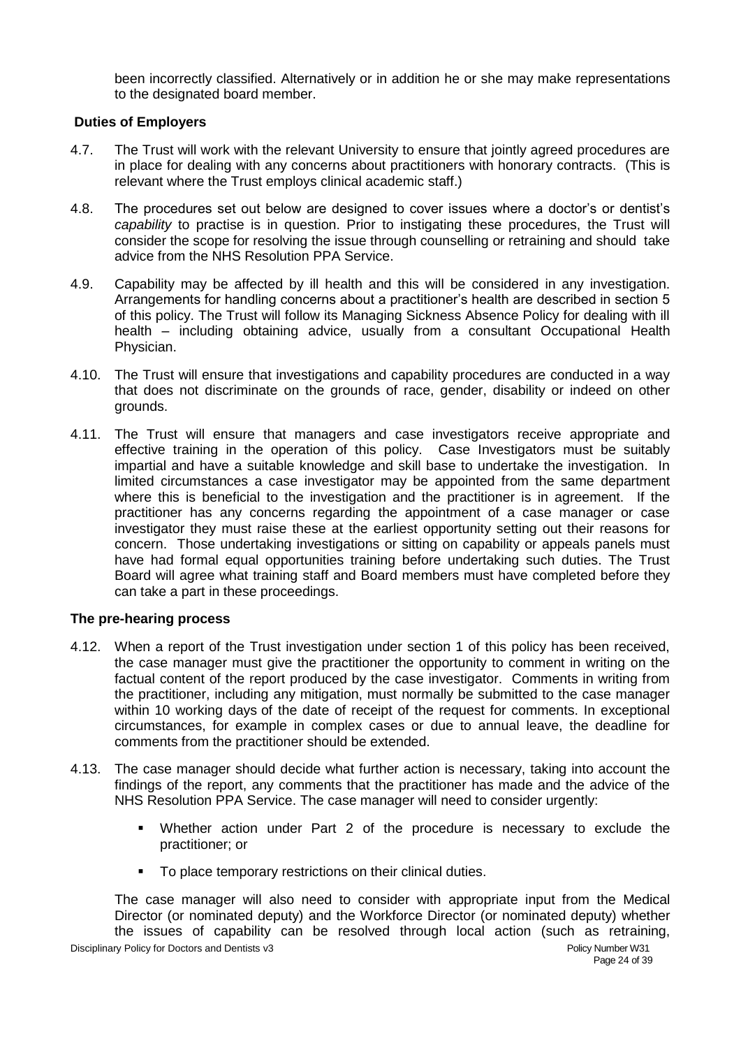been incorrectly classified. Alternatively or in addition he or she may make representations to the designated board member.

### Duties of Employers

4.7. The Trust will work with the relevant University to ensure that jointly agreed procedures are in place for dealing with any concerns about practitioners with honorary contracts. (This is relevant where the Trust employs clinical academic staff.)

4.8. The procedures set out below are designed to cover issues where a doctor's or dentist's *capability* to practise is in question. Prior to instigating these procedures, the Trust will consider the scope for resolving the issue through counselling or retraining and should take advice from the NHS Resolution PPA Service.

4.9. Capability may be affected by ill health and this will be considered in any investigation. Arrangements for handling concerns about a practitioner's health are described in section 5 of this policy. The Trust will follow its Managing Sickness Absence Policy for dealing with ill health – including obtaining advice, usually from a consultant Occupational Health Physician.

4.10. The Trust will ensure that investigations and capability procedures are conducted in a way that does not discriminate on the grounds of race, gender, disability or indeed on other grounds.

4.11. The Trust will ensure that managers and case investigators receive appropriate and effective training in the operation of this policy. Case Investigators must be suitably impartial and have a suitable knowledge and skill base to undertake the investigation. In limited circumstances a case investigator may be appointed from the same department where this is beneficial to the investigation and the practitioner is in agreement. If the practitioner has any concerns regarding the appointment of a case manager or case investigator they must raise these at the earliest opportunity setting out their reasons for concern. Those undertaking investigations or sitting on capability or appeals panels must have had formal equal opportunities training before undertaking such duties. The Trust Board will agree what training staff and Board members must have completed before they can take a part in these proceedings.

### The pre-hearing process

4.12. When a report of the Trust investigation under section 1 of this policy has been received, the case manager must give the practitioner the opportunity to comment in writing on the factual content of the report produced by the case investigator. Comments in writing from the practitioner, including any mitigation, must normally be submitted to the case manager within 10 working days of the date of receipt of the request for comments. In exceptional circumstances, for example in complex cases or due to annual leave, the deadline for comments from the practitioner should be extended.

4.13. The case manager should decide what further action is necessary, taking into account the findings of the report, any comments that the practitioner has made and the advice of the NHS Resolution PPA Service. The case manager will need to consider urgently:

- Whether action under Part 2 of the procedure is necessary to exclude the practitioner; or
- To place temporary restrictions on their clinical duties.

The case manager will also need to consider with appropriate input from the Medical Director (or nominated deputy) and the Workforce Director (or nominated deputy) whether the issues of capability can be resolved through local action (such as retraining,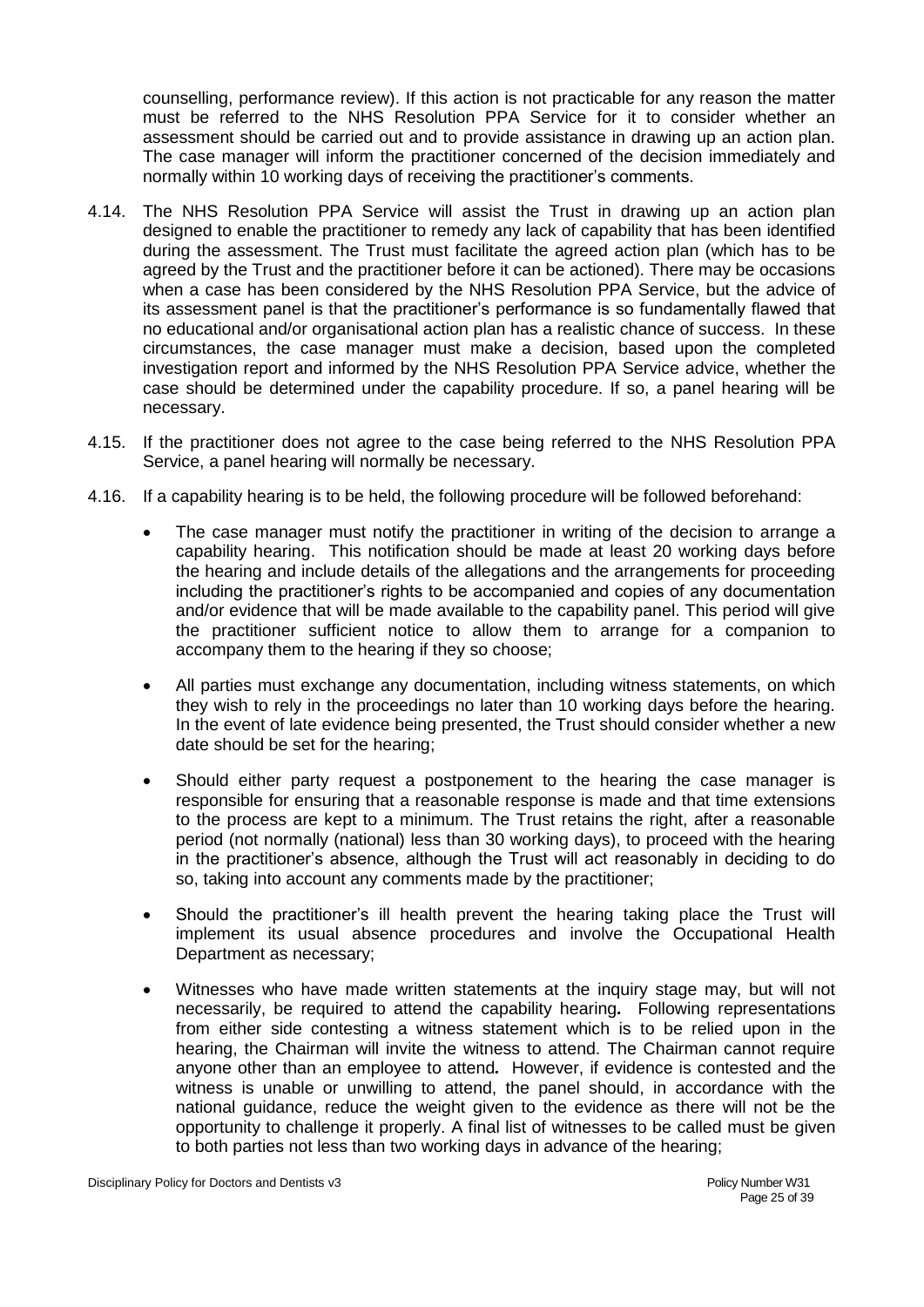counselling, performance review). If this action is not practicable for any reason the matter must be referred to the NHS Resolution PPA Service for it to consider whether an assessment should be carried out and to provide assistance in drawing up an action plan. The case manager will inform the practitioner concerned of the decision immediately and normally within 10 working days of receiving the practitioner's comments.

4.14. The NHS Resolution PPA Service will assist the Trust in drawing up an action plan designed to enable the practitioner to remedy any lack of capability that has been identified during the assessment. The Trust must facilitate the agreed action plan (which has to be agreed by the Trust and the practitioner before it can be actioned). There may be occasions when a case has been considered by the NHS Resolution PPA Service, but the advice of its assessment panel is that the practitioner's performance is so fundamentally flawed that no educational and/or organisational action plan has a realistic chance of success. In these circumstances, the case manager must make a decision, based upon the completed investigation report and informed by the NHS Resolution PPA Service advice, whether the case should be determined under the capability procedure. If so, a panel hearing will be necessary.

4.15. If the practitioner does not agree to the case being referred to the NHS Resolution PPA Service, a panel hearing will normally be necessary.

4.16. If a capability hearing is to be held, the following procedure will be followed beforehand:

- The case manager must notify the practitioner in writing of the decision to arrange a capability hearing. This notification should be made at least 20 working days before the hearing and include details of the allegations and the arrangements for proceeding including the practitioner's rights to be accompanied and copies of any documentation and/or evidence that will be made available to the capability panel. This period will give the practitioner sufficient notice to allow them to arrange for a companion to accompany them to the hearing if they so choose;
- All parties must exchange any documentation, including witness statements, on which they wish to rely in the proceedings no later than 10 working days before the hearing. In the event of late evidence being presented, the Trust should consider whether a new date should be set for the hearing;
- Should either party request a postponement to the hearing the case manager is responsible for ensuring that a reasonable response is made and that time extensions to the process are kept to a minimum. The Trust retains the right, after a reasonable period (not normally (national) less than 30 working days), to proceed with the hearing in the practitioner's absence, although the Trust will act reasonably in deciding to do so, taking into account any comments made by the practitioner;
- Should the practitioner's ill health prevent the hearing taking place the Trust will implement its usual absence procedures and involve the Occupational Health Department as necessary;
- Witnesses who have made written statements at the inquiry stage may, but will not necessarily, be required to attend the capability hearing**.** Following representations from either side contesting a witness statement which is to be relied upon in the hearing, the Chairman will invite the witness to attend. The Chairman cannot require anyone other than an employee to attend*.* However, if evidence is contested and the witness is unable or unwilling to attend, the panel should, in accordance with the national guidance, reduce the weight given to the evidence as there will not be the opportunity to challenge it properly. A final list of witnesses to be called must be given to both parties not less than two working days in advance of the hearing;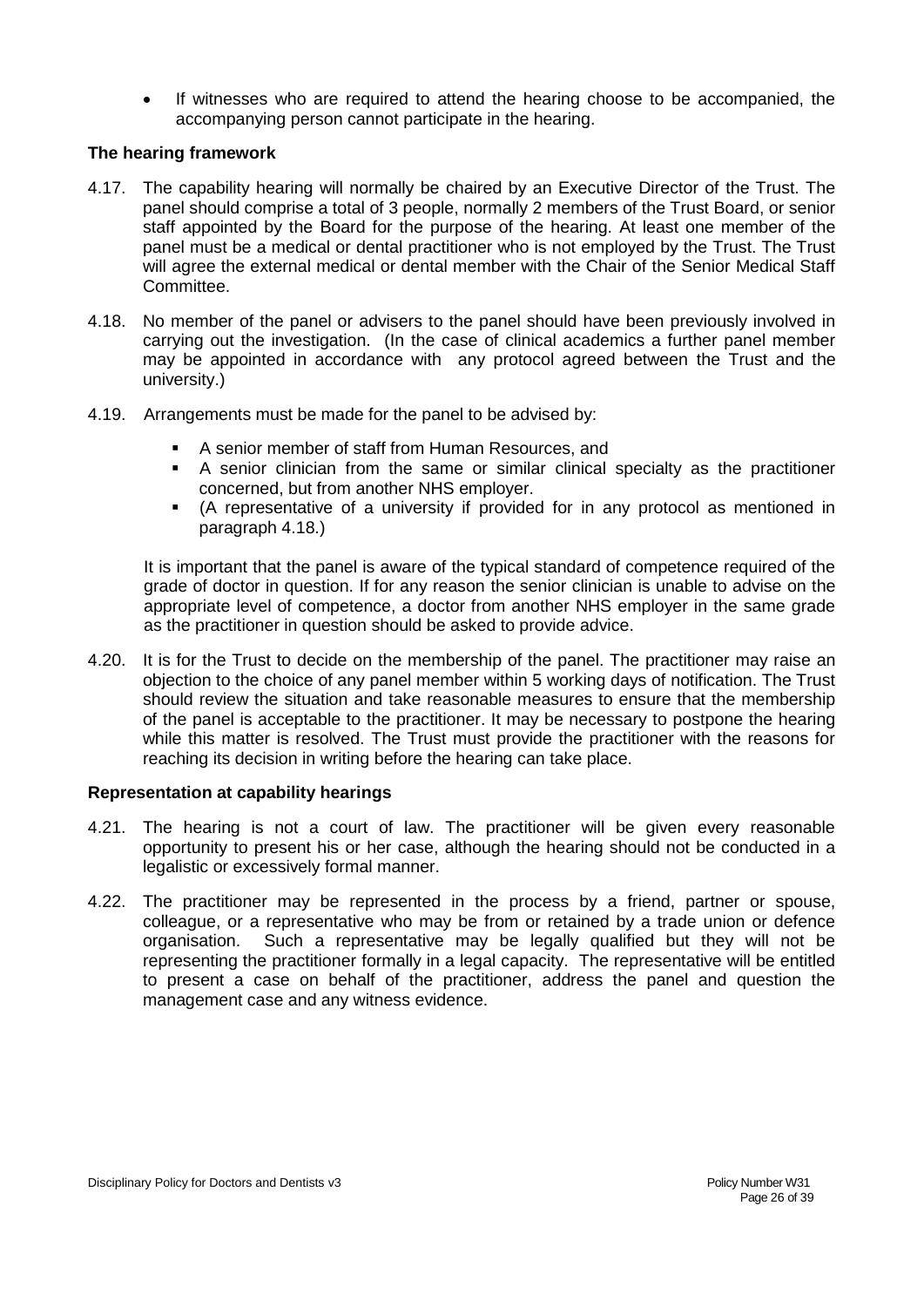- If witnesses who are required to attend the hearing choose to be accompanied, the accompanying person cannot participate in the hearing.

### The hearing framework

4.17. The capability hearing will normally be chaired by an Executive Director of the Trust. The panel should comprise a total of 3 people, normally 2 members of the Trust Board, or senior staff appointed by the Board for the purpose of the hearing. At least one member of the panel must be a medical or dental practitioner who is not employed by the Trust. The Trust will agree the external medical or dental member with the Chair of the Senior Medical Staff Committee.

4.18. No member of the panel or advisers to the panel should have been previously involved in carrying out the investigation. (In the case of clinical academics a further panel member may be appointed in accordance with any protocol agreed between the Trust and the university.)

4.19. Arrangements must be made for the panel to be advised by:

- A senior member of staff from Human Resources, and
- A senior clinician from the same or similar clinical specialty as the practitioner concerned, but from another NHS employer.
- (A representative of a university if provided for in any protocol as mentioned in paragraph 4.18.)

It is important that the panel is aware of the typical standard of competence required of the grade of doctor in question. If for any reason the senior clinician is unable to advise on the appropriate level of competence, a doctor from another NHS employer in the same grade as the practitioner in question should be asked to provide advice.

4.20. It is for the Trust to decide on the membership of the panel. The practitioner may raise an objection to the choice of any panel member within 5 working days of notification. The Trust should review the situation and take reasonable measures to ensure that the membership of the panel is acceptable to the practitioner. It may be necessary to postpone the hearing while this matter is resolved. The Trust must provide the practitioner with the reasons for reaching its decision in writing before the hearing can take place.

### Representation at capability hearings

4.21. The hearing is not a court of law. The practitioner will be given every reasonable opportunity to present his or her case, although the hearing should not be conducted in a legalistic or excessively formal manner.

4.22. The practitioner may be represented in the process by a friend, partner or spouse, colleague, or a representative who may be from or retained by a trade union or defence organisation. Such a representative may be legally qualified but they will not be representing the practitioner formally in a legal capacity. The representative will be entitled to present a case on behalf of the practitioner, address the panel and question the management case and any witness evidence.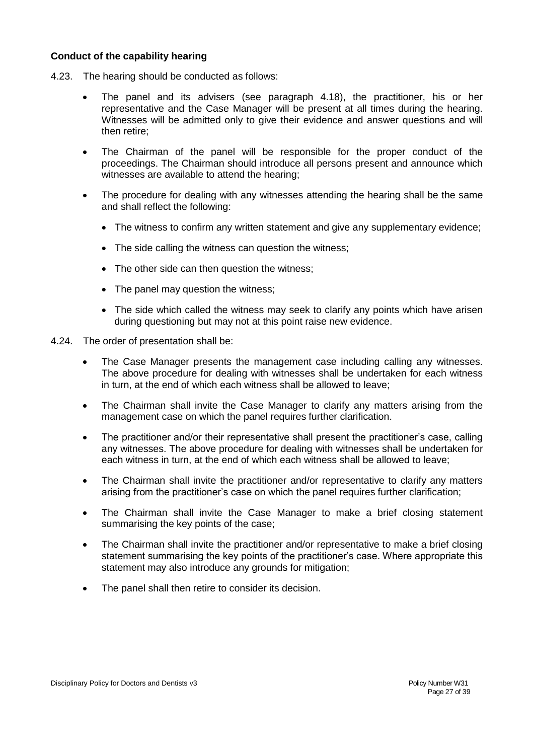### Conduct of the capability hearing

4.23. The hearing should be conducted as follows:

- The panel and its advisers (see paragraph 4.18), the practitioner, his or her representative and the Case Manager will be present at all times during the hearing. Witnesses will be admitted only to give their evidence and answer questions and will then retire;
- The Chairman of the panel will be responsible for the proper conduct of the proceedings. The Chairman should introduce all persons present and announce which witnesses are available to attend the hearing;
- The procedure for dealing with any witnesses attending the hearing shall be the same and shall reflect the following:
  - The witness to confirm any written statement and give any supplementary evidence;
  - The side calling the witness can question the witness;
  - The other side can then question the witness;
  - The panel may question the witness;
  - The side which called the witness may seek to clarify any points which have arisen during questioning but may not at this point raise new evidence.

4.24. The order of presentation shall be:

- The Case Manager presents the management case including calling any witnesses. The above procedure for dealing with witnesses shall be undertaken for each witness in turn, at the end of which each witness shall be allowed to leave;
- The Chairman shall invite the Case Manager to clarify any matters arising from the management case on which the panel requires further clarification.
- The practitioner and/or their representative shall present the practitioner's case, calling any witnesses. The above procedure for dealing with witnesses shall be undertaken for each witness in turn, at the end of which each witness shall be allowed to leave;
- The Chairman shall invite the practitioner and/or representative to clarify any matters arising from the practitioner's case on which the panel requires further clarification;
- The Chairman shall invite the Case Manager to make a brief closing statement summarising the key points of the case;
- The Chairman shall invite the practitioner and/or representative to make a brief closing statement summarising the key points of the practitioner's case. Where appropriate this statement may also introduce any grounds for mitigation;
- The panel shall then retire to consider its decision.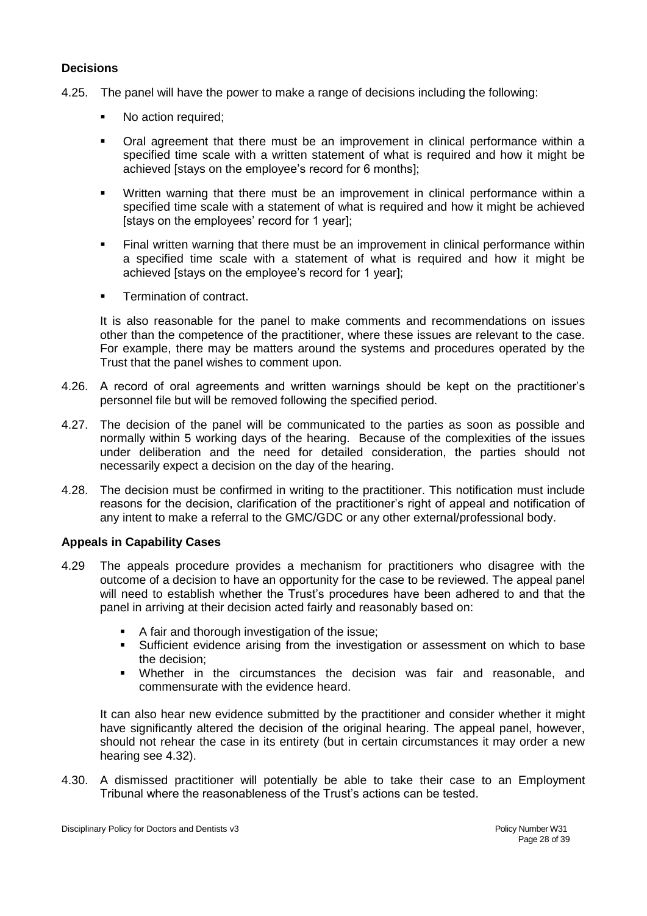### Decisions

4.25. The panel will have the power to make a range of decisions including the following:

- No action required;
- Oral agreement that there must be an improvement in clinical performance within a specified time scale with a written statement of what is required and how it might be achieved [stays on the employee's record for 6 months];
- Written warning that there must be an improvement in clinical performance within a specified time scale with a statement of what is required and how it might be achieved [stays on the employees' record for 1 year];
- Final written warning that there must be an improvement in clinical performance within a specified time scale with a statement of what is required and how it might be achieved [stays on the employee's record for 1 year];
- Termination of contract.

It is also reasonable for the panel to make comments and recommendations on issues other than the competence of the practitioner, where these issues are relevant to the case. For example, there may be matters around the systems and procedures operated by the Trust that the panel wishes to comment upon.

4.26. A record of oral agreements and written warnings should be kept on the practitioner's personnel file but will be removed following the specified period.

4.27. The decision of the panel will be communicated to the parties as soon as possible and normally within 5 working days of the hearing. Because of the complexities of the issues under deliberation and the need for detailed consideration, the parties should not necessarily expect a decision on the day of the hearing.

4.28. The decision must be confirmed in writing to the practitioner. This notification must include reasons for the decision, clarification of the practitioner's right of appeal and notification of any intent to make a referral to the GMC/GDC or any other external/professional body.

### Appeals in Capability Cases

4.29 The appeals procedure provides a mechanism for practitioners who disagree with the outcome of a decision to have an opportunity for the case to be reviewed. The appeal panel will need to establish whether the Trust's procedures have been adhered to and that the panel in arriving at their decision acted fairly and reasonably based on:

- A fair and thorough investigation of the issue;
- Sufficient evidence arising from the investigation or assessment on which to base the decision;
- Whether in the circumstances the decision was fair and reasonable, and commensurate with the evidence heard.

It can also hear new evidence submitted by the practitioner and consider whether it might have significantly altered the decision of the original hearing. The appeal panel, however, should not rehear the case in its entirety (but in certain circumstances it may order a new hearing see 4.32).

4.30. A dismissed practitioner will potentially be able to take their case to an Employment Tribunal where the reasonableness of the Trust's actions can be tested.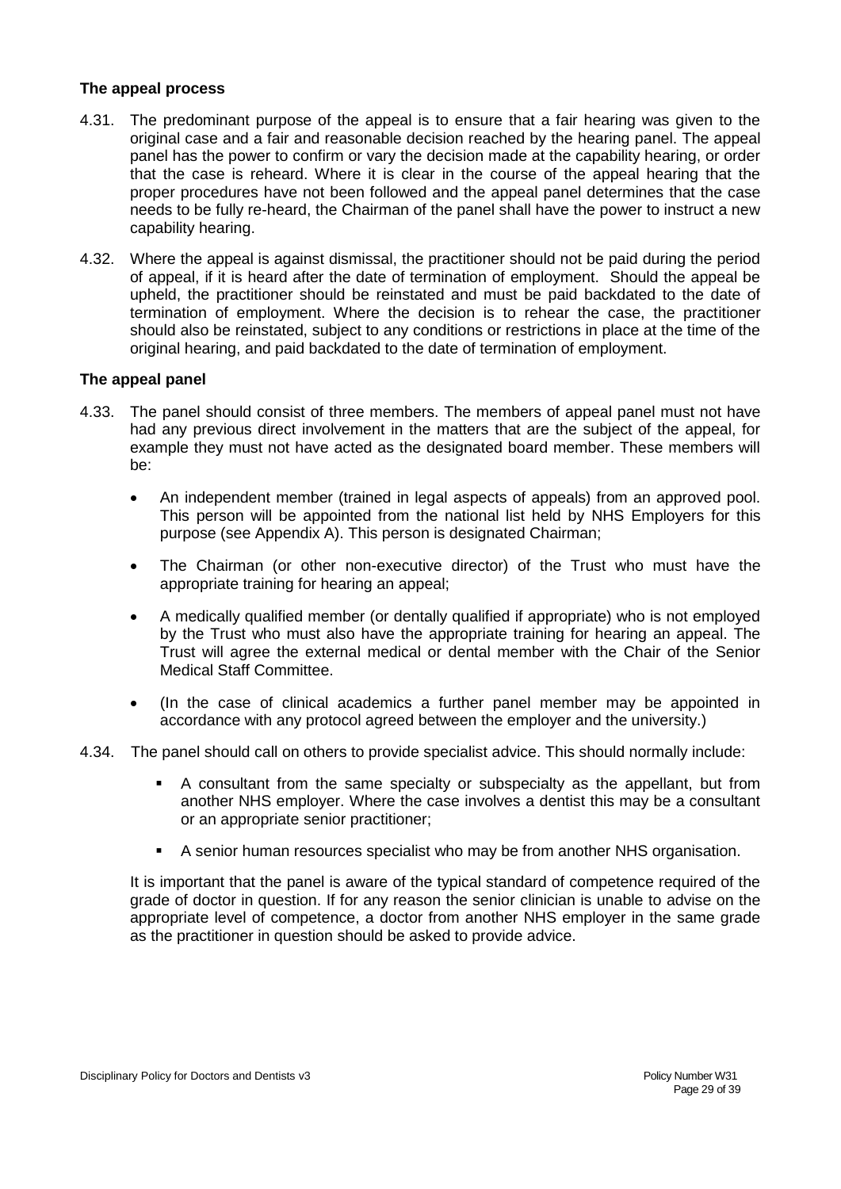**The appeal process**

4.31. The predominant purpose of the appeal is to ensure that a fair hearing was given to the original case and a fair and reasonable decision reached by the hearing panel. The appeal panel has the power to confirm or vary the decision made at the capability hearing, or order that the case is reheard. Where it is clear in the course of the appeal hearing that the proper procedures have not been followed and the appeal panel determines that the case needs to be fully re-heard, the Chairman of the panel shall have the power to instruct a new capability hearing.

4.32. Where the appeal is against dismissal, the practitioner should not be paid during the period of appeal, if it is heard after the date of termination of employment. Should the appeal be upheld, the practitioner should be reinstated and must be paid backdated to the date of termination of employment. Where the decision is to rehear the case, the practitioner should also be reinstated, subject to any conditions or restrictions in place at the time of the original hearing, and paid backdated to the date of termination of employment.

**The appeal panel**

4.33. The panel should consist of three members. The members of appeal panel must not have had any previous direct involvement in the matters that are the subject of the appeal, for example they must not have acted as the designated board member. These members will be:

- An independent member (trained in legal aspects of appeals) from an approved pool. This person will be appointed from the national list held by NHS Employers for this purpose (see Appendix A). This person is designated Chairman;
- The Chairman (or other non-executive director) of the Trust who must have the appropriate training for hearing an appeal;
- A medically qualified member (or dentally qualified if appropriate) who is not employed by the Trust who must also have the appropriate training for hearing an appeal. The Trust will agree the external medical or dental member with the Chair of the Senior Medical Staff Committee.
- (In the case of clinical academics a further panel member may be appointed in accordance with any protocol agreed between the employer and the university.)

4.34. The panel should call on others to provide specialist advice. This should normally include:

- A consultant from the same specialty or subspecialty as the appellant, but from another NHS employer. Where the case involves a dentist this may be a consultant or an appropriate senior practitioner;
- A senior human resources specialist who may be from another NHS organisation.

It is important that the panel is aware of the typical standard of competence required of the grade of doctor in question. If for any reason the senior clinician is unable to advise on the appropriate level of competence, a doctor from another NHS employer in the same grade as the practitioner in question should be asked to provide advice.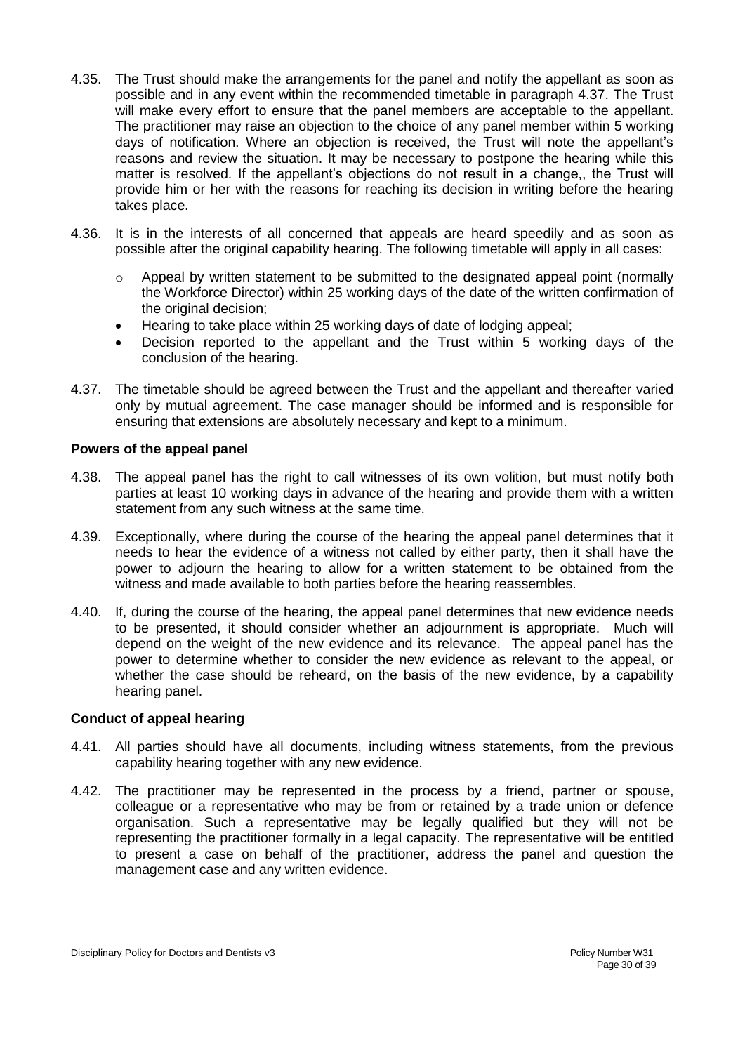4.35. The Trust should make the arrangements for the panel and notify the appellant as soon as possible and in any event within the recommended timetable in paragraph 4.37. The Trust will make every effort to ensure that the panel members are acceptable to the appellant. The practitioner may raise an objection to the choice of any panel member within 5 working days of notification. Where an objection is received, the Trust will note the appellant's reasons and review the situation. It may be necessary to postpone the hearing while this matter is resolved. If the appellant's objections do not result in a change,, the Trust will provide him or her with the reasons for reaching its decision in writing before the hearing takes place.

4.36. It is in the interests of all concerned that appeals are heard speedily and as soon as possible after the original capability hearing. The following timetable will apply in all cases:

- Appeal by written statement to be submitted to the designated appeal point (normally the Workforce Director) within 25 working days of the date of the written confirmation of the original decision;
- Hearing to take place within 25 working days of date of lodging appeal;
- Decision reported to the appellant and the Trust within 5 working days of the conclusion of the hearing.

4.37. The timetable should be agreed between the Trust and the appellant and thereafter varied only by mutual agreement. The case manager should be informed and is responsible for ensuring that extensions are absolutely necessary and kept to a minimum.

### Powers of the appeal panel

4.38. The appeal panel has the right to call witnesses of its own volition, but must notify both parties at least 10 working days in advance of the hearing and provide them with a written statement from any such witness at the same time.

4.39. Exceptionally, where during the course of the hearing the appeal panel determines that it needs to hear the evidence of a witness not called by either party, then it shall have the power to adjourn the hearing to allow for a written statement to be obtained from the witness and made available to both parties before the hearing reassembles.

4.40. If, during the course of the hearing, the appeal panel determines that new evidence needs to be presented, it should consider whether an adjournment is appropriate. Much will depend on the weight of the new evidence and its relevance. The appeal panel has the power to determine whether to consider the new evidence as relevant to the appeal, or whether the case should be reheard, on the basis of the new evidence, by a capability hearing panel.

### Conduct of appeal hearing

4.41. All parties should have all documents, including witness statements, from the previous capability hearing together with any new evidence.

4.42. The practitioner may be represented in the process by a friend, partner or spouse, colleague or a representative who may be from or retained by a trade union or defence organisation. Such a representative may be legally qualified but they will not be representing the practitioner formally in a legal capacity. The representative will be entitled to present a case on behalf of the practitioner, address the panel and question the management case and any written evidence.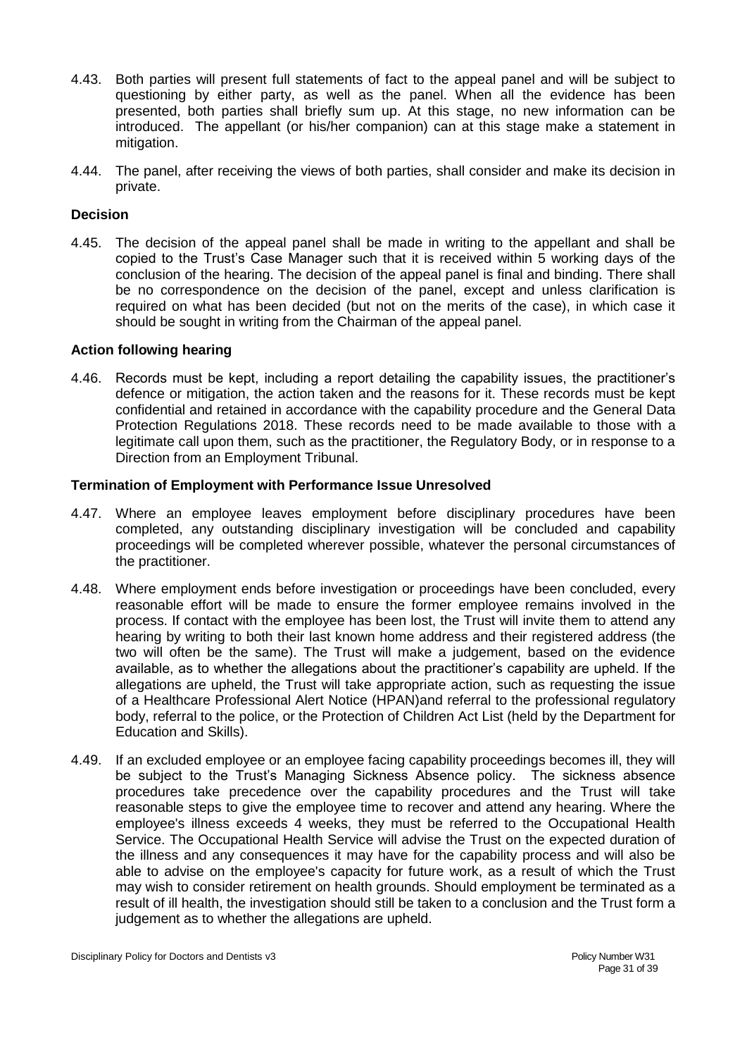4.43. Both parties will present full statements of fact to the appeal panel and will be subject to questioning by either party, as well as the panel. When all the evidence has been presented, both parties shall briefly sum up. At this stage, no new information can be introduced. The appellant (or his/her companion) can at this stage make a statement in mitigation.

4.44. The panel, after receiving the views of both parties, shall consider and make its decision in private.

**Decision**

4.45. The decision of the appeal panel shall be made in writing to the appellant and shall be copied to the Trust's Case Manager such that it is received within 5 working days of the conclusion of the hearing. The decision of the appeal panel is final and binding. There shall be no correspondence on the decision of the panel, except and unless clarification is required on what has been decided (but not on the merits of the case), in which case it should be sought in writing from the Chairman of the appeal panel.

**Action following hearing**

4.46. Records must be kept, including a report detailing the capability issues, the practitioner's defence or mitigation, the action taken and the reasons for it. These records must be kept confidential and retained in accordance with the capability procedure and the General Data Protection Regulations 2018. These records need to be made available to those with a legitimate call upon them, such as the practitioner, the Regulatory Body, or in response to a Direction from an Employment Tribunal.

**Termination of Employment with Performance Issue Unresolved**

4.47. Where an employee leaves employment before disciplinary procedures have been completed, any outstanding disciplinary investigation will be concluded and capability proceedings will be completed wherever possible, whatever the personal circumstances of the practitioner.

4.48. Where employment ends before investigation or proceedings have been concluded, every reasonable effort will be made to ensure the former employee remains involved in the process. If contact with the employee has been lost, the Trust will invite them to attend any hearing by writing to both their last known home address and their registered address (the two will often be the same). The Trust will make a judgement, based on the evidence available, as to whether the allegations about the practitioner's capability are upheld. If the allegations are upheld, the Trust will take appropriate action, such as requesting the issue of a Healthcare Professional Alert Notice (HPAN)and referral to the professional regulatory body, referral to the police, or the Protection of Children Act List (held by the Department for Education and Skills).

4.49. If an excluded employee or an employee facing capability proceedings becomes ill, they will be subject to the Trust's Managing Sickness Absence policy. The sickness absence procedures take precedence over the capability procedures and the Trust will take reasonable steps to give the employee time to recover and attend any hearing. Where the employee's illness exceeds 4 weeks, they must be referred to the Occupational Health Service. The Occupational Health Service will advise the Trust on the expected duration of the illness and any consequences it may have for the capability process and will also be able to advise on the employee's capacity for future work, as a result of which the Trust may wish to consider retirement on health grounds. Should employment be terminated as a result of ill health, the investigation should still be taken to a conclusion and the Trust form a judgement as to whether the allegations are upheld.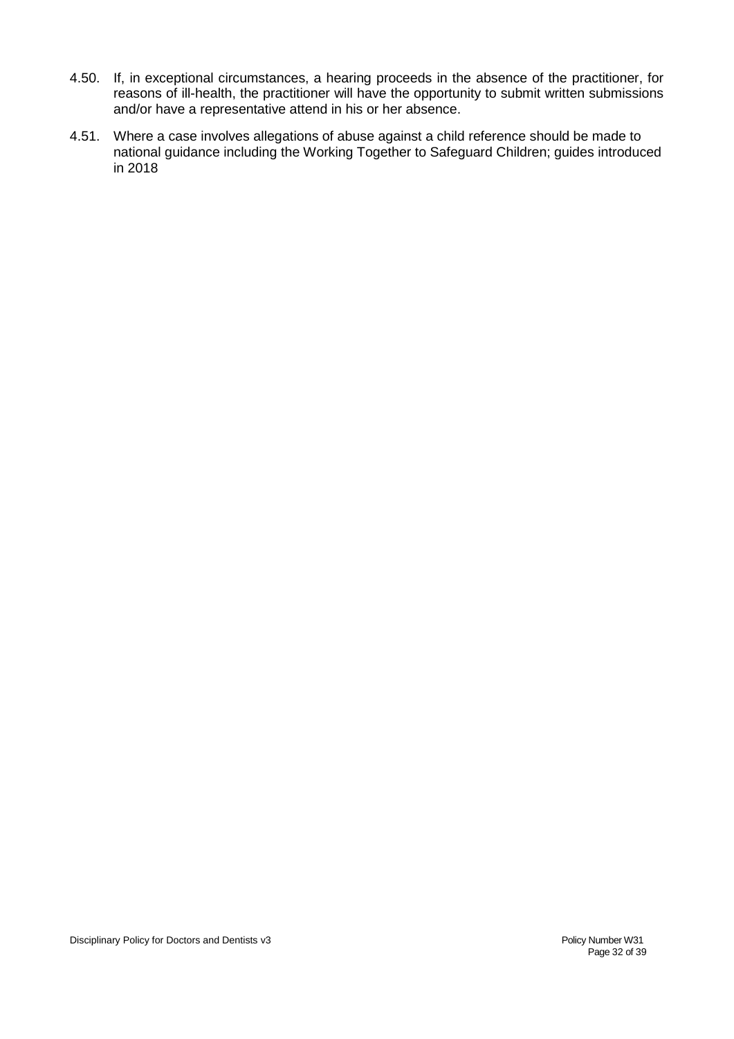4.50. If, in exceptional circumstances, a hearing proceeds in the absence of the practitioner, for reasons of ill-health, the practitioner will have the opportunity to submit written submissions and/or have a representative attend in his or her absence.

4.51. Where a case involves allegations of abuse against a child reference should be made to national guidance including the Working Together to Safeguard Children; guides introduced in 2018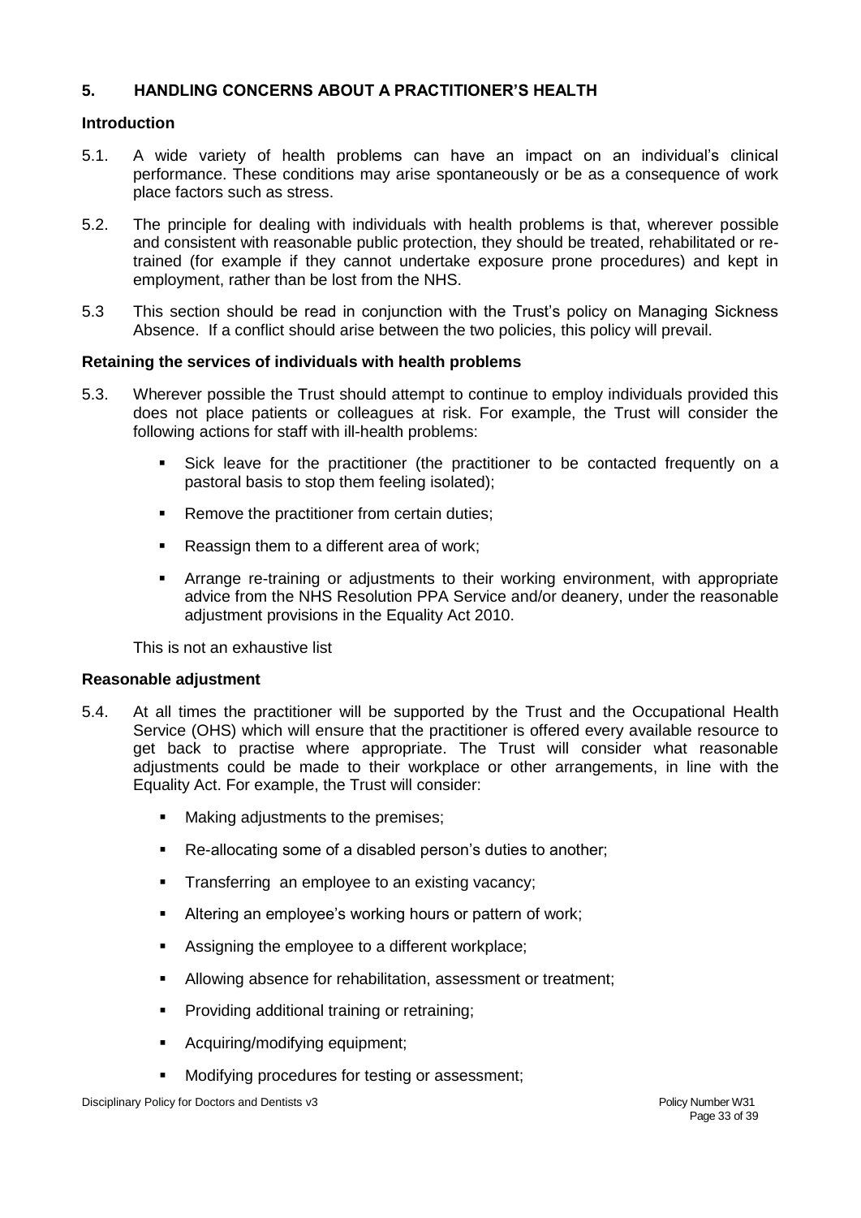## 5. HANDLING CONCERNS ABOUT A PRACTITIONER'S HEALTH

### Introduction

5.1. A wide variety of health problems can have an impact on an individual's clinical performance. These conditions may arise spontaneously or be as a consequence of work place factors such as stress.

5.2. The principle for dealing with individuals with health problems is that, wherever possible and consistent with reasonable public protection, they should be treated, rehabilitated or re-trained (for example if they cannot undertake exposure prone procedures) and kept in employment, rather than be lost from the NHS.

5.3 This section should be read in conjunction with the Trust's policy on Managing Sickness Absence. If a conflict should arise between the two policies, this policy will prevail.

### Retaining the services of individuals with health problems

5.3. Wherever possible the Trust should attempt to continue to employ individuals provided this does not place patients or colleagues at risk. For example, the Trust will consider the following actions for staff with ill-health problems:

- Sick leave for the practitioner (the practitioner to be contacted frequently on a pastoral basis to stop them feeling isolated);
- Remove the practitioner from certain duties;
- Reassign them to a different area of work;
- Arrange re-training or adjustments to their working environment, with appropriate advice from the NHS Resolution PPA Service and/or deanery, under the reasonable adjustment provisions in the Equality Act 2010.

This is not an exhaustive list

### Reasonable adjustment

5.4. At all times the practitioner will be supported by the Trust and the Occupational Health Service (OHS) which will ensure that the practitioner is offered every available resource to get back to practise where appropriate. The Trust will consider what reasonable adjustments could be made to their workplace or other arrangements, in line with the Equality Act. For example, the Trust will consider:

- Making adjustments to the premises;
- Re-allocating some of a disabled person's duties to another;
- Transferring an employee to an existing vacancy;
- Altering an employee's working hours or pattern of work;
- Assigning the employee to a different workplace;
- Allowing absence for rehabilitation, assessment or treatment;
- Providing additional training or retraining;
- Acquiring/modifying equipment;
- Modifying procedures for testing or assessment;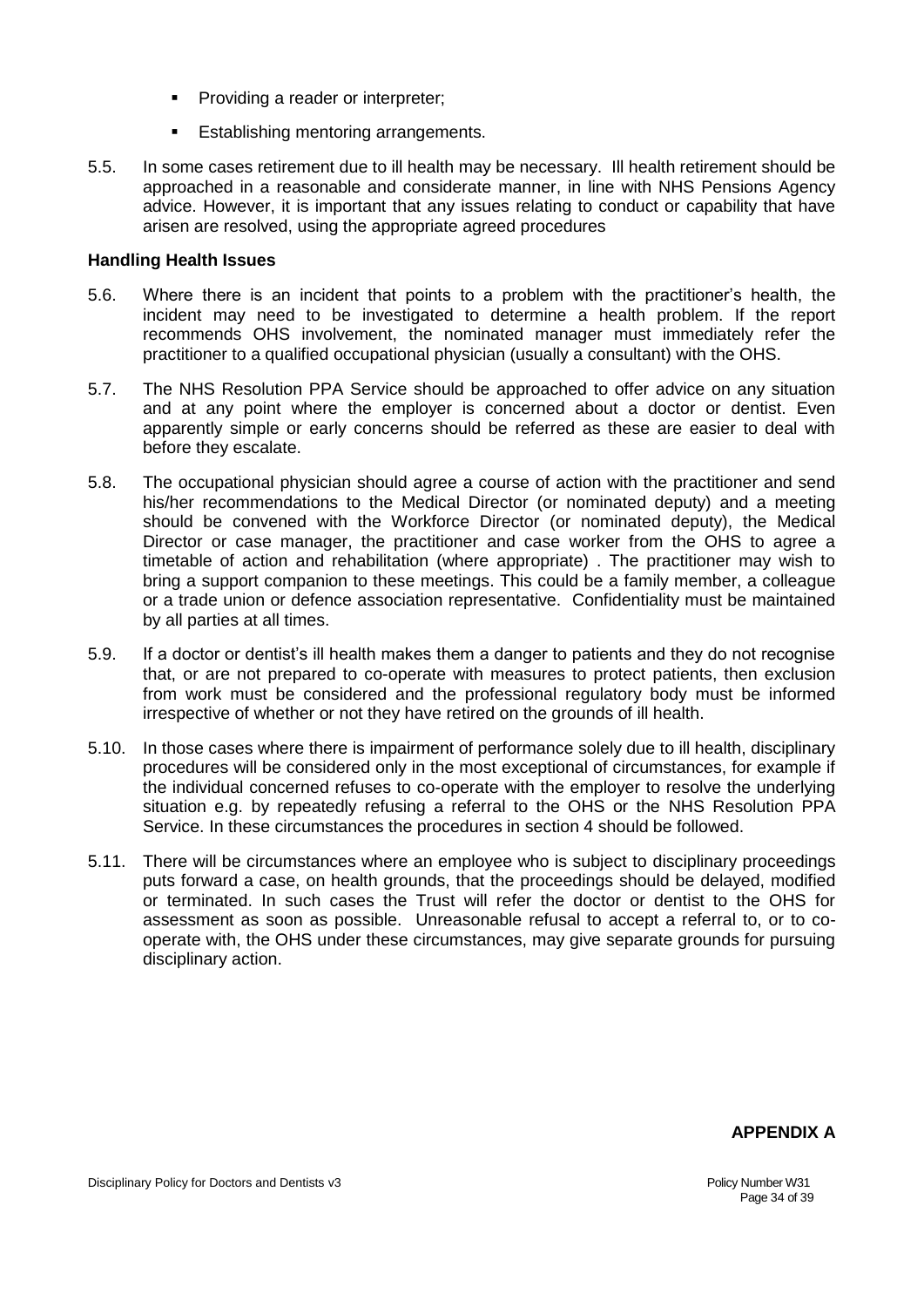- Providing a reader or interpreter;
- Establishing mentoring arrangements.

5.5. In some cases retirement due to ill health may be necessary. Ill health retirement should be approached in a reasonable and considerate manner, in line with NHS Pensions Agency advice. However, it is important that any issues relating to conduct or capability that have arisen are resolved, using the appropriate agreed procedures

**Handling Health Issues**

5.6. Where there is an incident that points to a problem with the practitioner's health, the incident may need to be investigated to determine a health problem. If the report recommends OHS involvement, the nominated manager must immediately refer the practitioner to a qualified occupational physician (usually a consultant) with the OHS.

5.7. The NHS Resolution PPA Service should be approached to offer advice on any situation and at any point where the employer is concerned about a doctor or dentist. Even apparently simple or early concerns should be referred as these are easier to deal with before they escalate.

5.8. The occupational physician should agree a course of action with the practitioner and send his/her recommendations to the Medical Director (or nominated deputy) and a meeting should be convened with the Workforce Director (or nominated deputy), the Medical Director or case manager, the practitioner and case worker from the OHS to agree a timetable of action and rehabilitation (where appropriate) . The practitioner may wish to bring a support companion to these meetings. This could be a family member, a colleague or a trade union or defence association representative. Confidentiality must be maintained by all parties at all times.

5.9. If a doctor or dentist's ill health makes them a danger to patients and they do not recognise that, or are not prepared to co-operate with measures to protect patients, then exclusion from work must be considered and the professional regulatory body must be informed irrespective of whether or not they have retired on the grounds of ill health.

5.10. In those cases where there is impairment of performance solely due to ill health, disciplinary procedures will be considered only in the most exceptional of circumstances, for example if the individual concerned refuses to co-operate with the employer to resolve the underlying situation e.g. by repeatedly refusing a referral to the OHS or the NHS Resolution PPA Service. In these circumstances the procedures in section 4 should be followed.

5.11. There will be circumstances where an employee who is subject to disciplinary proceedings puts forward a case, on health grounds, that the proceedings should be delayed, modified or terminated. In such cases the Trust will refer the doctor or dentist to the OHS for assessment as soon as possible. Unreasonable refusal to accept a referral to, or to co-operate with, the OHS under these circumstances, may give separate grounds for pursuing disciplinary action.

**APPENDIX A**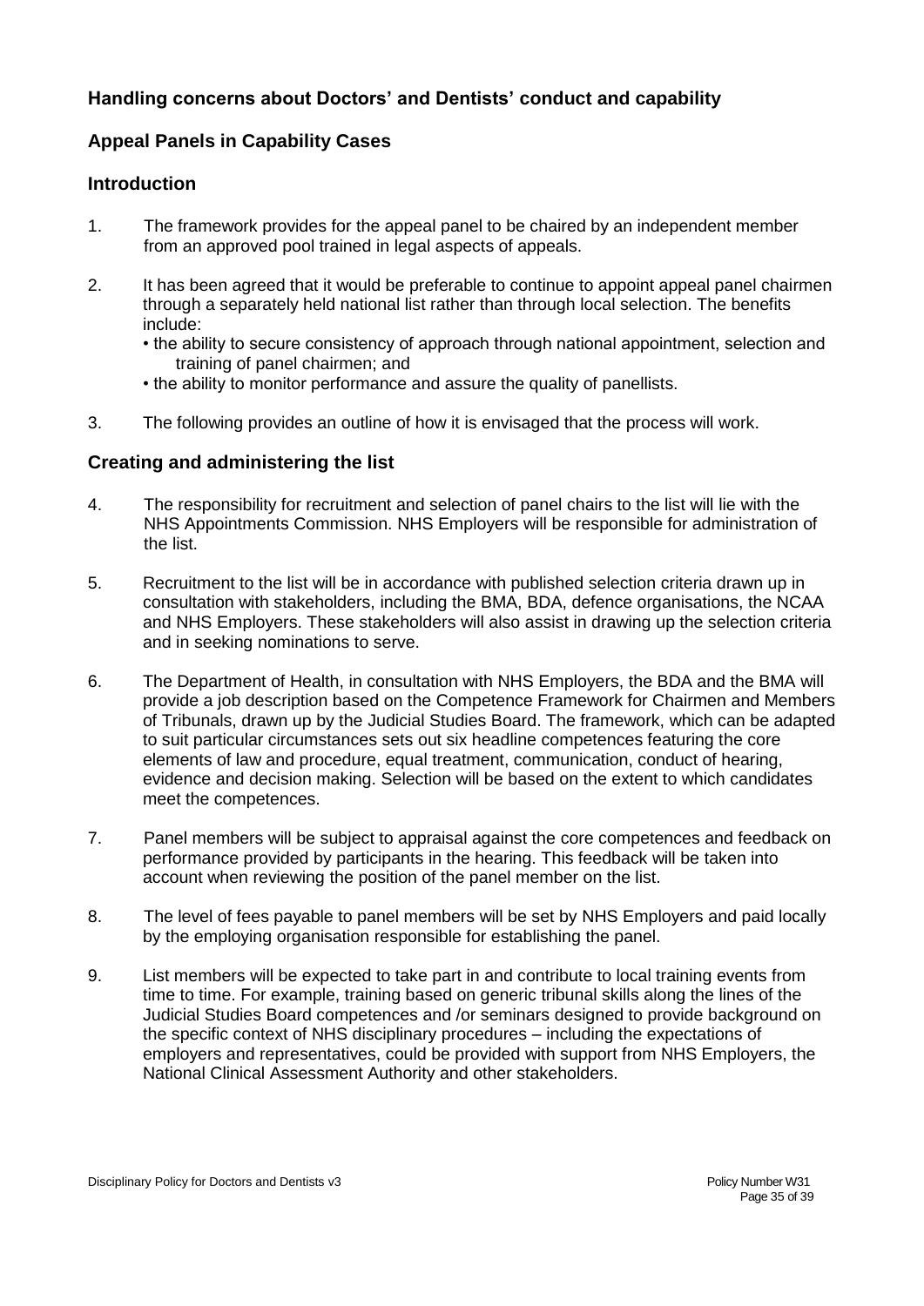## Handling concerns about Doctors' and Dentists' conduct and capability

## Appeal Panels in Capability Cases

### Introduction

1. The framework provides for the appeal panel to be chaired by an independent member from an approved pool trained in legal aspects of appeals.

2. It has been agreed that it would be preferable to continue to appoint appeal panel chairmen through a separately held national list rather than through local selection. The benefits include:
   - the ability to secure consistency of approach through national appointment, selection and training of panel chairmen; and
   - the ability to monitor performance and assure the quality of panellists.

3. The following provides an outline of how it is envisaged that the process will work.

### Creating and administering the list

4. The responsibility for recruitment and selection of panel chairs to the list will lie with the NHS Appointments Commission. NHS Employers will be responsible for administration of the list.

5. Recruitment to the list will be in accordance with published selection criteria drawn up in consultation with stakeholders, including the BMA, BDA, defence organisations, the NCAA and NHS Employers. These stakeholders will also assist in drawing up the selection criteria and in seeking nominations to serve.

6. The Department of Health, in consultation with NHS Employers, the BDA and the BMA will provide a job description based on the Competence Framework for Chairmen and Members of Tribunals, drawn up by the Judicial Studies Board. The framework, which can be adapted to suit particular circumstances sets out six headline competences featuring the core elements of law and procedure, equal treatment, communication, conduct of hearing, evidence and decision making. Selection will be based on the extent to which candidates meet the competences.

7. Panel members will be subject to appraisal against the core competences and feedback on performance provided by participants in the hearing. This feedback will be taken into account when reviewing the position of the panel member on the list.

8. The level of fees payable to panel members will be set by NHS Employers and paid locally by the employing organisation responsible for establishing the panel.

9. List members will be expected to take part in and contribute to local training events from time to time. For example, training based on generic tribunal skills along the lines of the Judicial Studies Board competences and /or seminars designed to provide background on the specific context of NHS disciplinary procedures – including the expectations of employers and representatives, could be provided with support from NHS Employers, the National Clinical Assessment Authority and other stakeholders.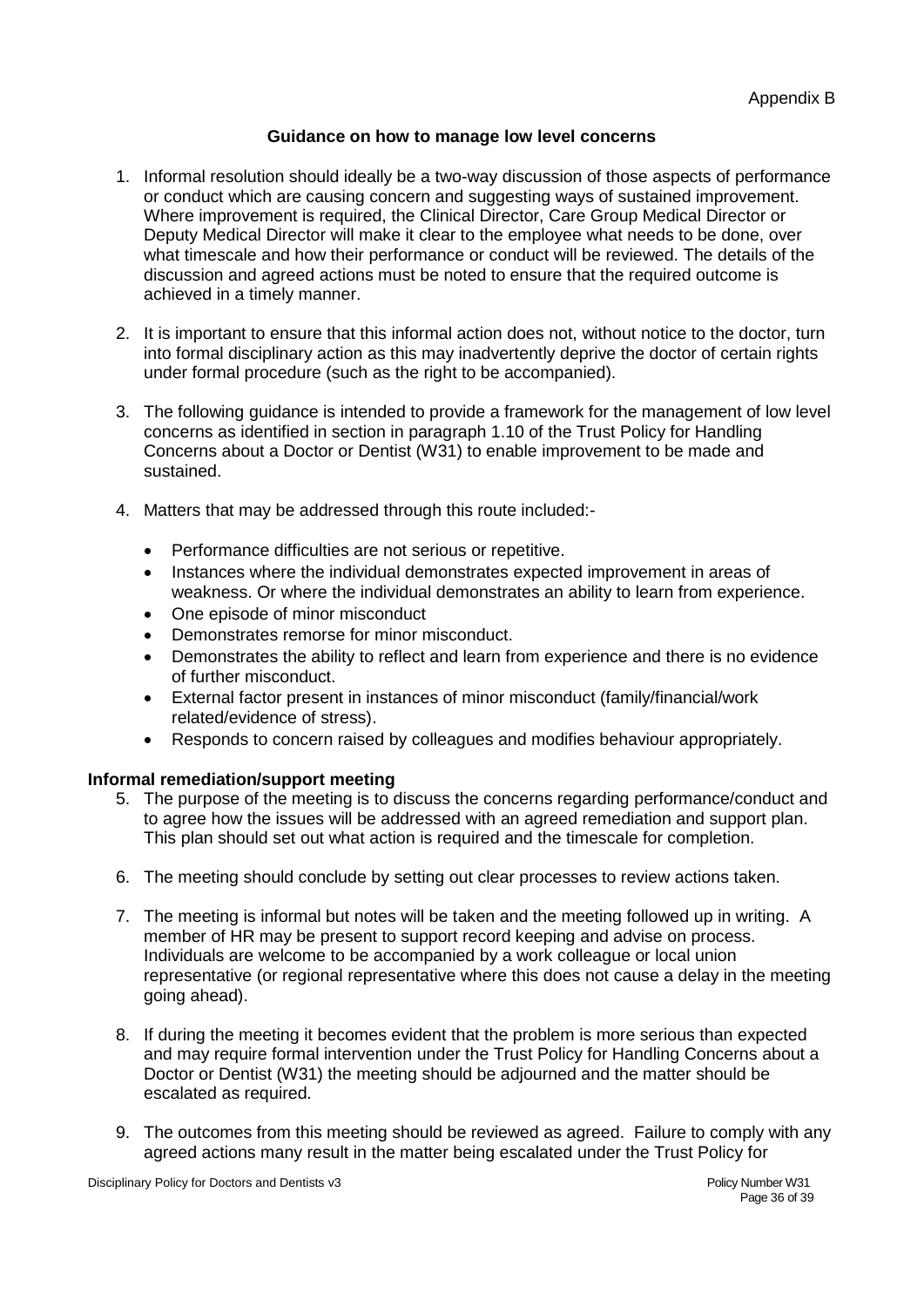Appendix B

## Guidance on how to manage low level concerns

1. Informal resolution should ideally be a two-way discussion of those aspects of performance or conduct which are causing concern and suggesting ways of sustained improvement. Where improvement is required, the Clinical Director, Care Group Medical Director or Deputy Medical Director will make it clear to the employee what needs to be done, over what timescale and how their performance or conduct will be reviewed. The details of the discussion and agreed actions must be noted to ensure that the required outcome is achieved in a timely manner.

2. It is important to ensure that this informal action does not, without notice to the doctor, turn into formal disciplinary action as this may inadvertently deprive the doctor of certain rights under formal procedure (such as the right to be accompanied).

3. The following guidance is intended to provide a framework for the management of low level concerns as identified in section in paragraph 1.10 of the Trust Policy for Handling Concerns about a Doctor or Dentist (W31) to enable improvement to be made and sustained.

4. Matters that may be addressed through this route included:-

   - Performance difficulties are not serious or repetitive.
   - Instances where the individual demonstrates expected improvement in areas of weakness. Or where the individual demonstrates an ability to learn from experience.
   - One episode of minor misconduct
   - Demonstrates remorse for minor misconduct.
   - Demonstrates the ability to reflect and learn from experience and there is no evidence of further misconduct.
   - External factor present in instances of minor misconduct (family/financial/work related/evidence of stress).
   - Responds to concern raised by colleagues and modifies behaviour appropriately.

### Informal remediation/support meeting

5. The purpose of the meeting is to discuss the concerns regarding performance/conduct and to agree how the issues will be addressed with an agreed remediation and support plan. This plan should set out what action is required and the timescale for completion.

6. The meeting should conclude by setting out clear processes to review actions taken.

7. The meeting is informal but notes will be taken and the meeting followed up in writing. A member of HR may be present to support record keeping and advise on process. Individuals are welcome to be accompanied by a work colleague or local union representative (or regional representative where this does not cause a delay in the meeting going ahead).

8. If during the meeting it becomes evident that the problem is more serious than expected and may require formal intervention under the Trust Policy for Handling Concerns about a Doctor or Dentist (W31) the meeting should be adjourned and the matter should be escalated as required.

9. The outcomes from this meeting should be reviewed as agreed. Failure to comply with any agreed actions many result in the matter being escalated under the Trust Policy for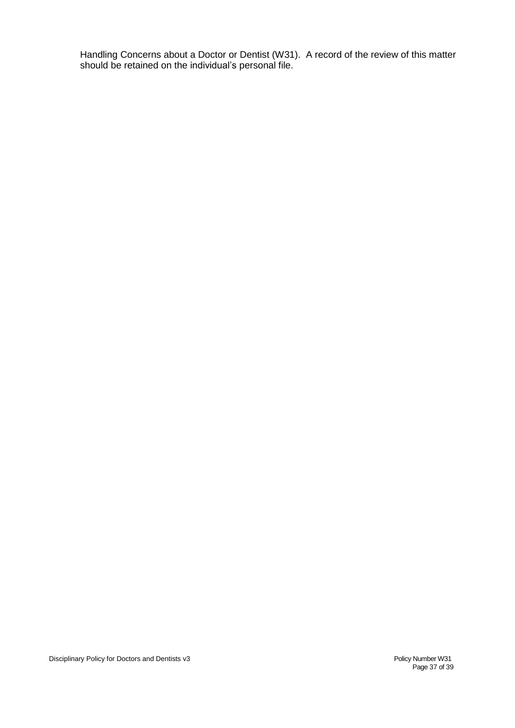Handling Concerns about a Doctor or Dentist (W31). A record of the review of this matter should be retained on the individual's personal file.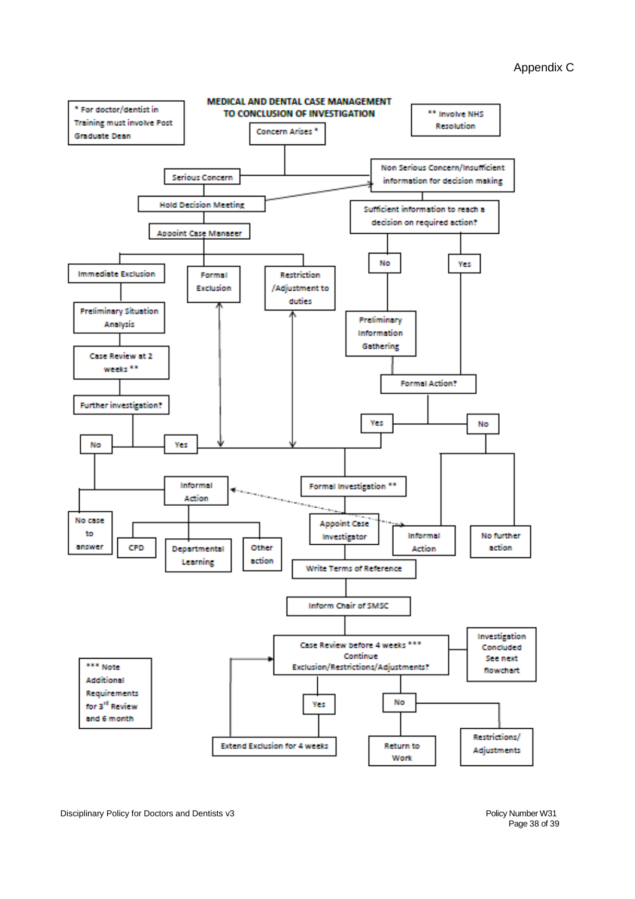Appendix C

## MEDICAL AND DENTAL CASE MANAGEMENT TO CONCLUSION OF INVESTIGATION

\* For doctor/dentist in Training must involve Post Graduate Dean

\*\* Involve NHS Resolution

Concern Arises *

Serious Concern

Non Serious Concern/Insufficient information for decision making

Hold Decision Meeting

Sufficient information to reach a decision on required action?

Appoint Case Manager

Immediate Exclusion

Formal Exclusion

Restriction /Adjustment to duties

No

Yes

Preliminary Situation Analysis

Preliminary Information Gathering

Case Review at 2 weeks **

Formal Action?

Further investigation?

Yes

No

No

Yes

Informal Action

Formal Investigation **

No case to answer

CPD

Departmental Learning

Other action

Appoint Case Investigator

Informal Action

No further action

Write Terms of Reference

Inform Chair of SMSC

Case Review before 4 weeks *** Continue Exclusion/Restrictions/Adjustments?

Investigation Concluded See next flowchart

\*\*\* Note Additional Requirements for 3rd Review and 6 month

Yes

No

Extend Exclusion for 4 weeks

Return to Work

Restrictions/ Adjustments

Disciplinary Policy for Doctors and Dentists v3

Policy Number W31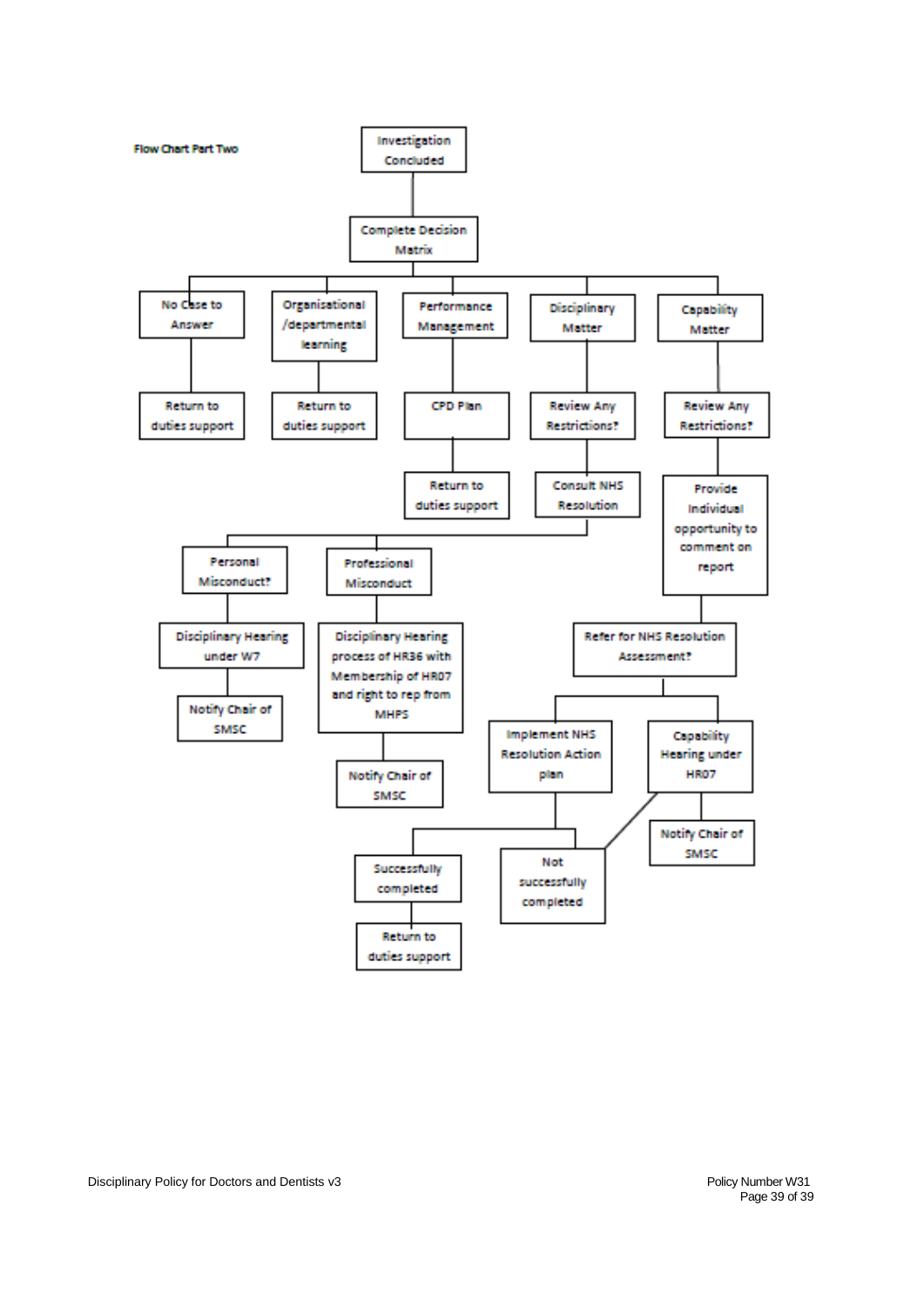Flow Chart Part Two

Investigation Concluded

Complete Decision Matrix

No Case to Answer

Organisational /departmental learning

Performance Management

Disciplinary Matter

Capability Matter

Return to duties support

Return to duties support

CPD Plan

Review Any Restrictions?

Review Any Restrictions?

Return to duties support

Consult NHS Resolution

Provide Individual opportunity to comment on report

Personal Misconduct?

Professional Misconduct

Disciplinary Hearing under W7

Disciplinary Hearing process of HR36 with Membership of HR07 and right to rep from MHPS

Refer for NHS Resolution Assessment?

Notify Chair of SMSC

Notify Chair of SMSC

Implement NHS Resolution Action plan

Capability Hearing under HR07

Notify Chair of SMSC

Successfully completed

Not successfully completed

Return to duties support